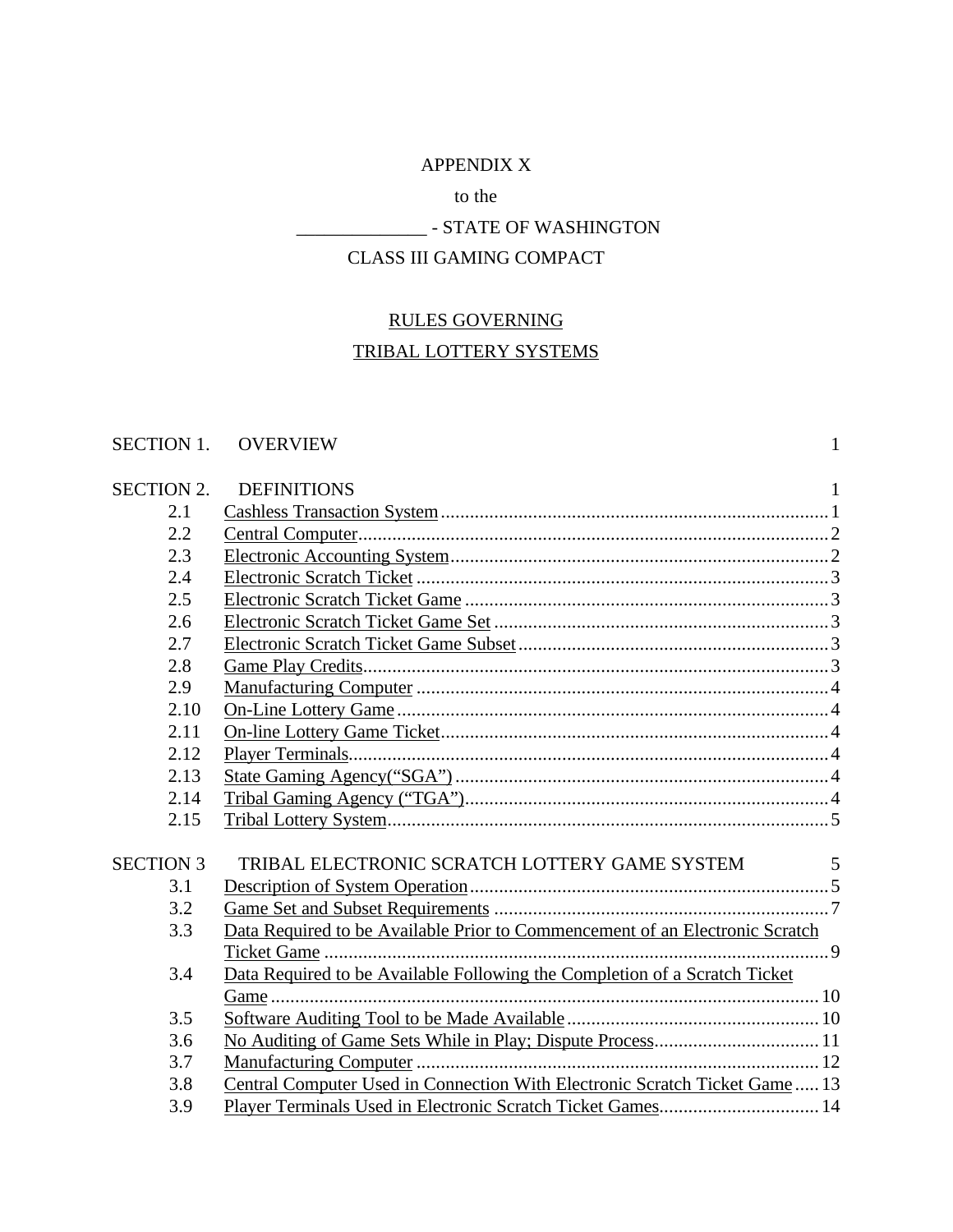APPENDIX X

to the

______________ - STATE OF WASHINGTON

CLASS III GAMING COMPACT

# RULES GOVERNING TRIBAL LOTTERY SYSTEMS

| | | |
|---|---|---|
| SECTION 1. | OVERVIEW | 1 |
| SECTION 2. | DEFINITIONS | 1 |
| 2.1 | Cashless Transaction System | 1 |
| 2.2 | Central Computer | 2 |
| 2.3 | Electronic Accounting System | 2 |
| 2.4 | Electronic Scratch Ticket | 3 |
| 2.5 | Electronic Scratch Ticket Game | 3 |
| 2.6 | Electronic Scratch Ticket Game Set | 3 |
| 2.7 | Electronic Scratch Ticket Game Subset | 3 |
| 2.8 | Game Play Credits | 3 |
| 2.9 | Manufacturing Computer | 4 |
| 2.10 | On-Line Lottery Game | 4 |
| 2.11 | On-line Lottery Game Ticket | 4 |
| 2.12 | Player Terminals | 4 |
| 2.13 | State Gaming Agency(“SGA”) | 4 |
| 2.14 | Tribal Gaming Agency (“TGA”) | 4 |
| 2.15 | Tribal Lottery System | 5 |
| SECTION 3 | TRIBAL ELECTRONIC SCRATCH LOTTERY GAME SYSTEM | 5 |
| 3.1 | Description of System Operation | 5 |
| 3.2 | Game Set and Subset Requirements | 7 |
| 3.3 | Data Required to be Available Prior to Commencement of an Electronic Scratch Ticket Game | 9 |
| 3.4 | Data Required to be Available Following the Completion of a Scratch Ticket Game | 10 |
| 3.5 | Software Auditing Tool to be Made Available | 10 |
| 3.6 | No Auditing of Game Sets While in Play; Dispute Process | 11 |
| 3.7 | Manufacturing Computer | 12 |
| 3.8 | Central Computer Used in Connection With Electronic Scratch Ticket Game | 13 |
| 3.9 | Player Terminals Used in Electronic Scratch Ticket Games | 14 |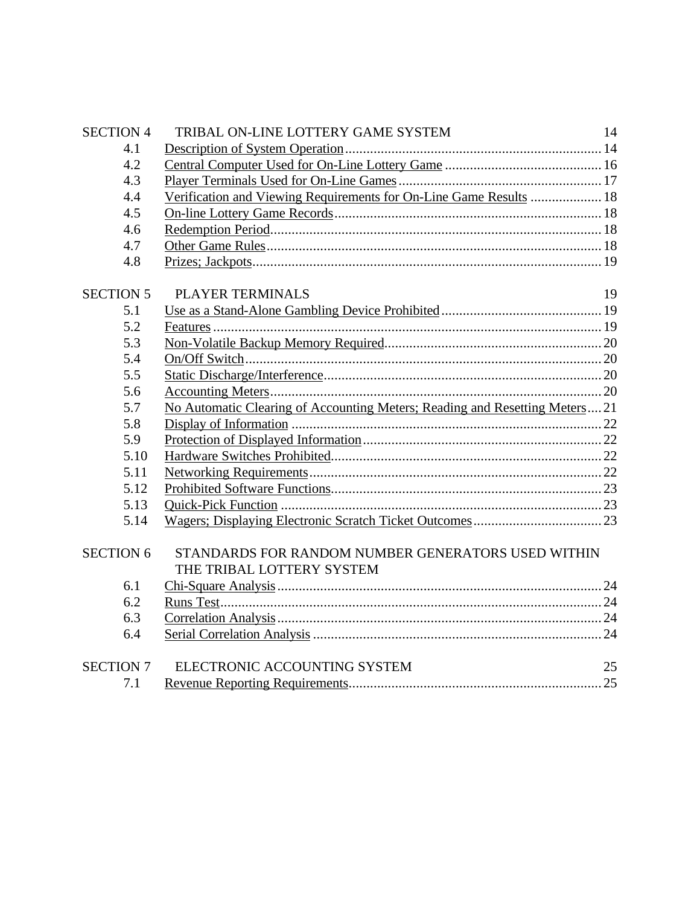| | | |
|---|---|---|
| SECTION 4 | TRIBAL ON-LINE LOTTERY GAME SYSTEM | 14 |
| 4.1 | Description of System Operation | 14 |
| 4.2 | Central Computer Used for On-Line Lottery Game | 16 |
| 4.3 | Player Terminals Used for On-Line Games | 17 |
| 4.4 | Verification and Viewing Requirements for On-Line Game Results | 18 |
| 4.5 | On-line Lottery Game Records | 18 |
| 4.6 | Redemption Period | 18 |
| 4.7 | Other Game Rules | 18 |
| 4.8 | Prizes; Jackpots | 19 |
| SECTION 5 | PLAYER TERMINALS | 19 |
| 5.1 | Use as a Stand-Alone Gambling Device Prohibited | 19 |
| 5.2 | Features | 19 |
| 5.3 | Non-Volatile Backup Memory Required | 20 |
| 5.4 | On/Off Switch | 20 |
| 5.5 | Static Discharge/Interference | 20 |
| 5.6 | Accounting Meters | 20 |
| 5.7 | No Automatic Clearing of Accounting Meters; Reading and Resetting Meters | 21 |
| 5.8 | Display of Information | 22 |
| 5.9 | Protection of Displayed Information | 22 |
| 5.10 | Hardware Switches Prohibited | 22 |
| 5.11 | Networking Requirements | 22 |
| 5.12 | Prohibited Software Functions | 23 |
| 5.13 | Quick-Pick Function | 23 |
| 5.14 | Wagers; Displaying Electronic Scratch Ticket Outcomes | 23 |
| SECTION 6 | STANDARDS FOR RANDOM NUMBER GENERATORS USED WITHIN THE TRIBAL LOTTERY SYSTEM | |
| 6.1 | Chi-Square Analysis | 24 |
| 6.2 | Runs Test | 24 |
| 6.3 | Correlation Analysis | 24 |
| 6.4 | Serial Correlation Analysis | 24 |
| SECTION 7 | ELECTRONIC ACCOUNTING SYSTEM | 25 |
| 7.1 | Revenue Reporting Requirements | 25 |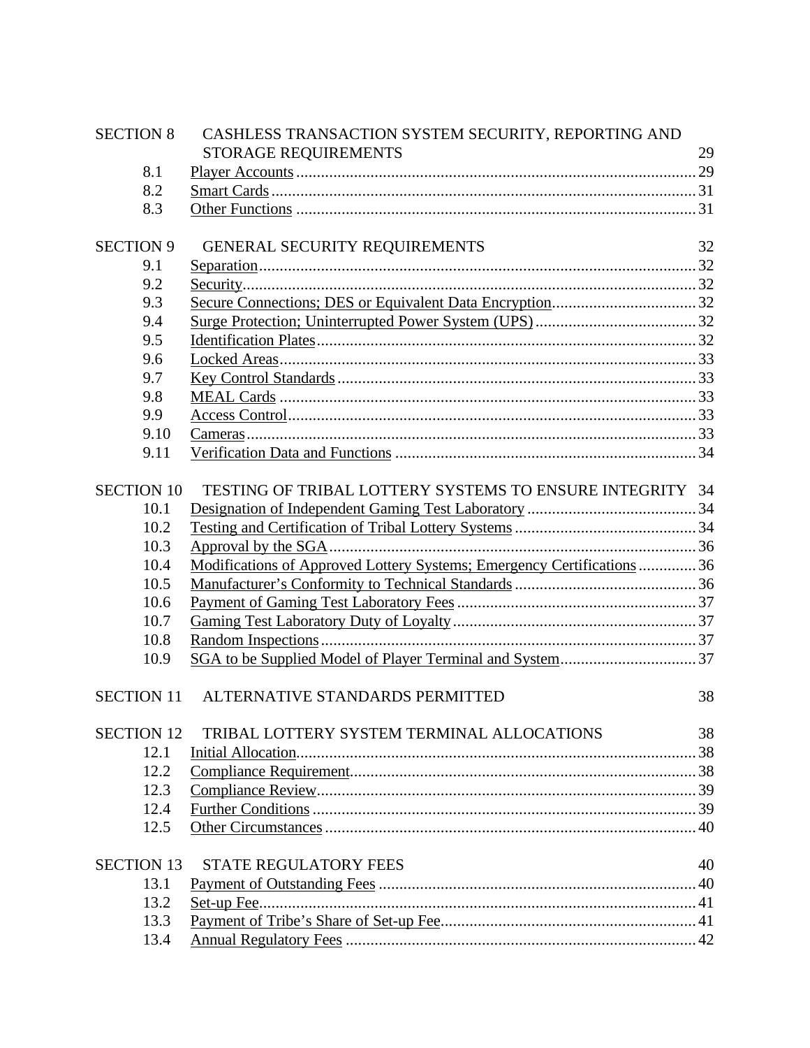| | | |
|---|---|---|
| SECTION 8 | CASHLESS TRANSACTION SYSTEM SECURITY, REPORTING AND STORAGE REQUIREMENTS | 29 |
| 8.1 | Player Accounts | 29 |
| 8.2 | Smart Cards | 31 |
| 8.3 | Other Functions | 31 |
| SECTION 9 | GENERAL SECURITY REQUIREMENTS | 32 |
| 9.1 | Separation | 32 |
| 9.2 | Security | 32 |
| 9.3 | Secure Connections; DES or Equivalent Data Encryption | 32 |
| 9.4 | Surge Protection; Uninterrupted Power System (UPS) | 32 |
| 9.5 | Identification Plates | 32 |
| 9.6 | Locked Areas | 33 |
| 9.7 | Key Control Standards | 33 |
| 9.8 | MEAL Cards | 33 |
| 9.9 | Access Control | 33 |
| 9.10 | Cameras | 33 |
| 9.11 | Verification Data and Functions | 34 |
| SECTION 10 | TESTING OF TRIBAL LOTTERY SYSTEMS TO ENSURE INTEGRITY | 34 |
| 10.1 | Designation of Independent Gaming Test Laboratory | 34 |
| 10.2 | Testing and Certification of Tribal Lottery Systems | 34 |
| 10.3 | Approval by the SGA | 36 |
| 10.4 | Modifications of Approved Lottery Systems; Emergency Certifications | 36 |
| 10.5 | Manufacturer's Conformity to Technical Standards | 36 |
| 10.6 | Payment of Gaming Test Laboratory Fees | 37 |
| 10.7 | Gaming Test Laboratory Duty of Loyalty | 37 |
| 10.8 | Random Inspections | 37 |
| 10.9 | SGA to be Supplied Model of Player Terminal and System | 37 |
| SECTION 11 | ALTERNATIVE STANDARDS PERMITTED | 38 |
| SECTION 12 | TRIBAL LOTTERY SYSTEM TERMINAL ALLOCATIONS | 38 |
| 12.1 | Initial Allocation | 38 |
| 12.2 | Compliance Requirement | 38 |
| 12.3 | Compliance Review | 39 |
| 12.4 | Further Conditions | 39 |
| 12.5 | Other Circumstances | 40 |
| SECTION 13 | STATE REGULATORY FEES | 40 |
| 13.1 | Payment of Outstanding Fees | 40 |
| 13.2 | Set-up Fee | 41 |
| 13.3 | Payment of Tribe's Share of Set-up Fee | 41 |
| 13.4 | Annual Regulatory Fees | 42 |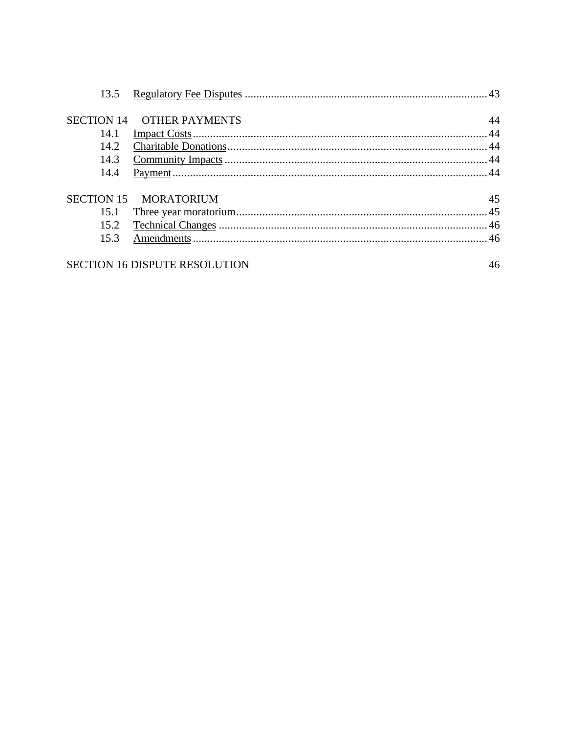| | | |
|---|---|---|
| 13.5 | Regulatory Fee Disputes | 43 |
| **SECTION 14** | **OTHER PAYMENTS** | **44** |
| 14.1 | Impact Costs | 44 |
| 14.2 | Charitable Donations | 44 |
| 14.3 | Community Impacts | 44 |
| 14.4 | Payment | 44 |
| **SECTION 15** | **MORATORIUM** | **45** |
| 15.1 | Three year moratorium | 45 |
| 15.2 | Technical Changes | 46 |
| 15.3 | Amendments | 46 |
| **SECTION 16 DISPUTE RESOLUTION** | | **46** |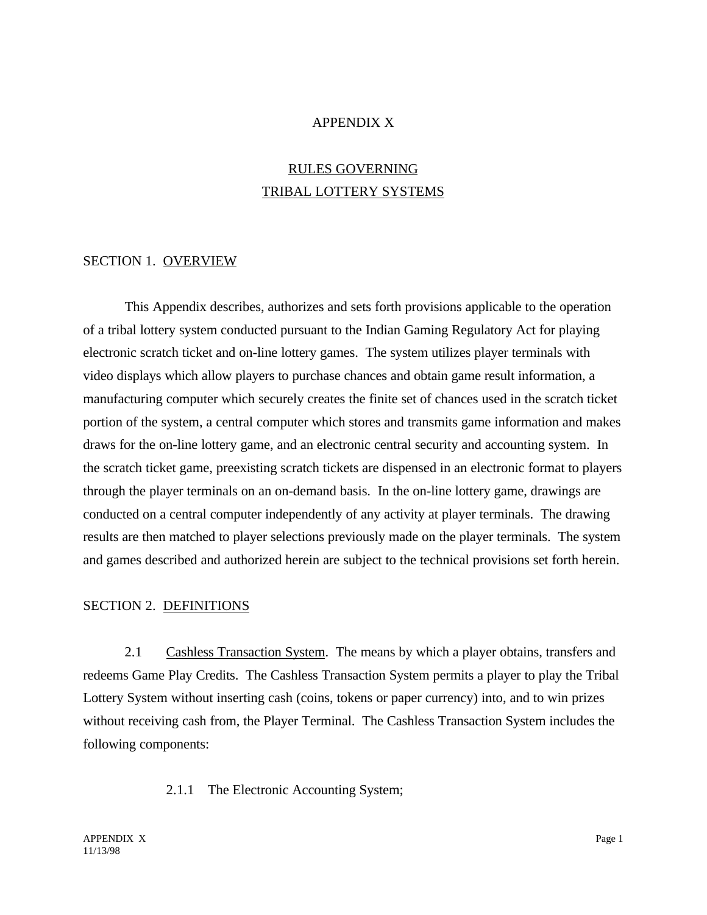# APPENDIX X

## RULES GOVERNING TRIBAL LOTTERY SYSTEMS

### SECTION 1. OVERVIEW

This Appendix describes, authorizes and sets forth provisions applicable to the operation of a tribal lottery system conducted pursuant to the Indian Gaming Regulatory Act for playing electronic scratch ticket and on-line lottery games. The system utilizes player terminals with video displays which allow players to purchase chances and obtain game result information, a manufacturing computer which securely creates the finite set of chances used in the scratch ticket portion of the system, a central computer which stores and transmits game information and makes draws for the on-line lottery game, and an electronic central security and accounting system. In the scratch ticket game, preexisting scratch tickets are dispensed in an electronic format to players through the player terminals on an on-demand basis. In the on-line lottery game, drawings are conducted on a central computer independently of any activity at player terminals. The drawing results are then matched to player selections previously made on the player terminals. The system and games described and authorized herein are subject to the technical provisions set forth herein.

### SECTION 2. DEFINITIONS

2.1 Cashless Transaction System. The means by which a player obtains, transfers and redeems Game Play Credits. The Cashless Transaction System permits a player to play the Tribal Lottery System without inserting cash (coins, tokens or paper currency) into, and to win prizes without receiving cash from, the Player Terminal. The Cashless Transaction System includes the following components:

2.1.1 The Electronic Accounting System;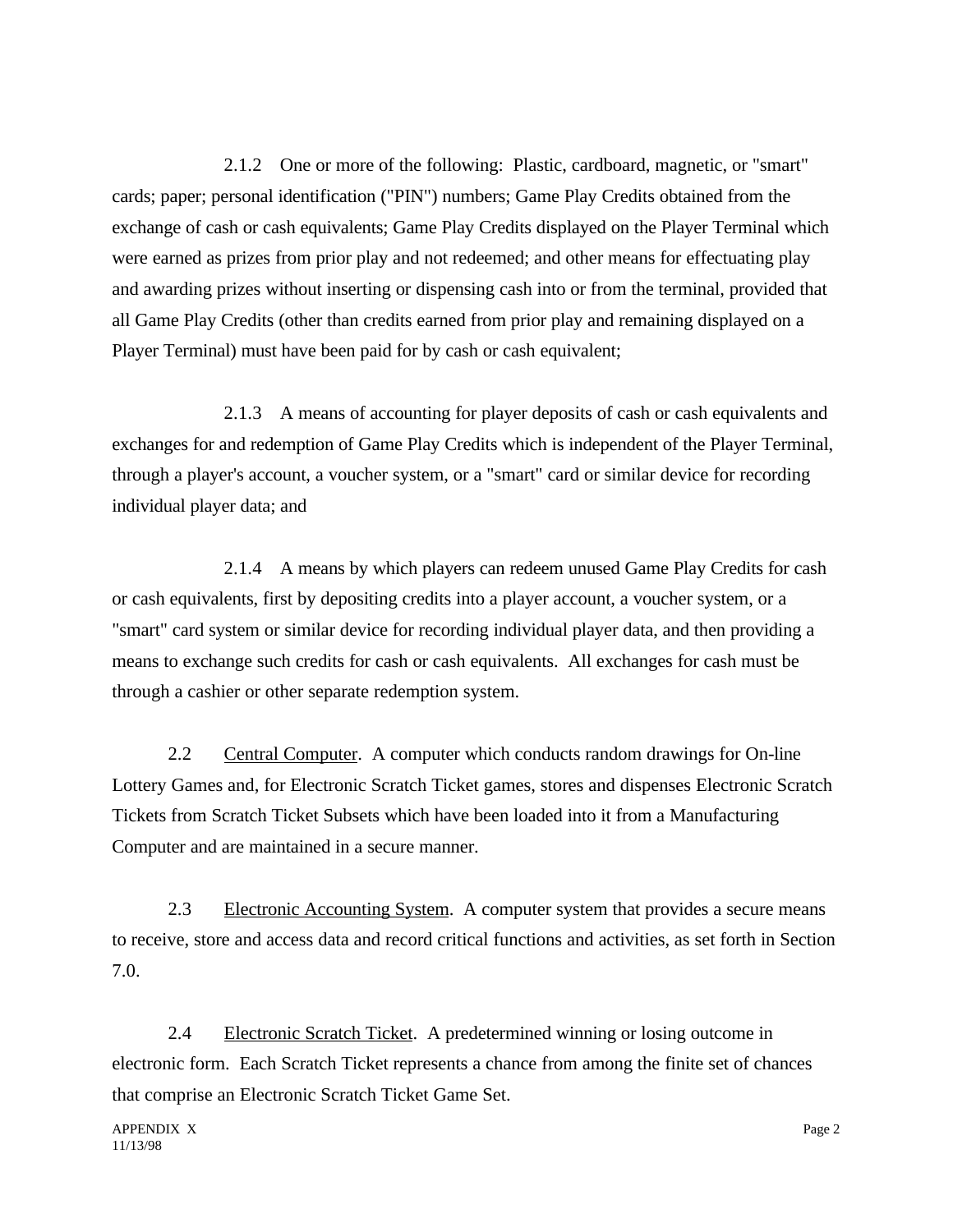2.1.2 One or more of the following: Plastic, cardboard, magnetic, or "smart" cards; paper; personal identification ("PIN") numbers; Game Play Credits obtained from the exchange of cash or cash equivalents; Game Play Credits displayed on the Player Terminal which were earned as prizes from prior play and not redeemed; and other means for effectuating play and awarding prizes without inserting or dispensing cash into or from the terminal, provided that all Game Play Credits (other than credits earned from prior play and remaining displayed on a Player Terminal) must have been paid for by cash or cash equivalent;

2.1.3 A means of accounting for player deposits of cash or cash equivalents and exchanges for and redemption of Game Play Credits which is independent of the Player Terminal, through a player's account, a voucher system, or a "smart" card or similar device for recording individual player data; and

2.1.4 A means by which players can redeem unused Game Play Credits for cash or cash equivalents, first by depositing credits into a player account, a voucher system, or a "smart" card system or similar device for recording individual player data, and then providing a means to exchange such credits for cash or cash equivalents. All exchanges for cash must be through a cashier or other separate redemption system.

2.2 Central Computer. A computer which conducts random drawings for On-line Lottery Games and, for Electronic Scratch Ticket games, stores and dispenses Electronic Scratch Tickets from Scratch Ticket Subsets which have been loaded into it from a Manufacturing Computer and are maintained in a secure manner.

2.3 Electronic Accounting System. A computer system that provides a secure means to receive, store and access data and record critical functions and activities, as set forth in Section 7.0.

2.4 Electronic Scratch Ticket. A predetermined winning or losing outcome in electronic form. Each Scratch Ticket represents a chance from among the finite set of chances that comprise an Electronic Scratch Ticket Game Set.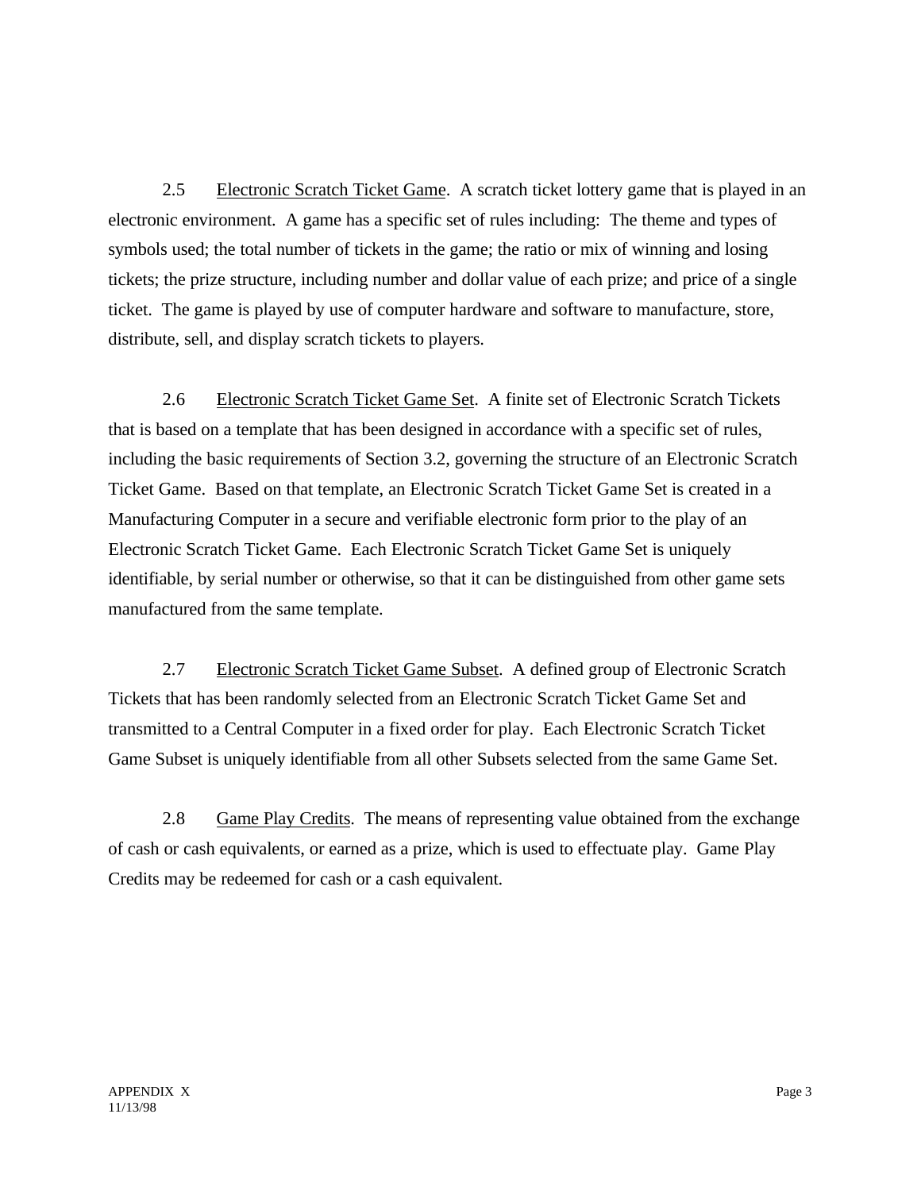2.5 Electronic Scratch Ticket Game. A scratch ticket lottery game that is played in an electronic environment. A game has a specific set of rules including: The theme and types of symbols used; the total number of tickets in the game; the ratio or mix of winning and losing tickets; the prize structure, including number and dollar value of each prize; and price of a single ticket. The game is played by use of computer hardware and software to manufacture, store, distribute, sell, and display scratch tickets to players.

2.6 Electronic Scratch Ticket Game Set. A finite set of Electronic Scratch Tickets that is based on a template that has been designed in accordance with a specific set of rules, including the basic requirements of Section 3.2, governing the structure of an Electronic Scratch Ticket Game. Based on that template, an Electronic Scratch Ticket Game Set is created in a Manufacturing Computer in a secure and verifiable electronic form prior to the play of an Electronic Scratch Ticket Game. Each Electronic Scratch Ticket Game Set is uniquely identifiable, by serial number or otherwise, so that it can be distinguished from other game sets manufactured from the same template.

2.7 Electronic Scratch Ticket Game Subset. A defined group of Electronic Scratch Tickets that has been randomly selected from an Electronic Scratch Ticket Game Set and transmitted to a Central Computer in a fixed order for play. Each Electronic Scratch Ticket Game Subset is uniquely identifiable from all other Subsets selected from the same Game Set.

2.8 Game Play Credits. The means of representing value obtained from the exchange of cash or cash equivalents, or earned as a prize, which is used to effectuate play. Game Play Credits may be redeemed for cash or a cash equivalent.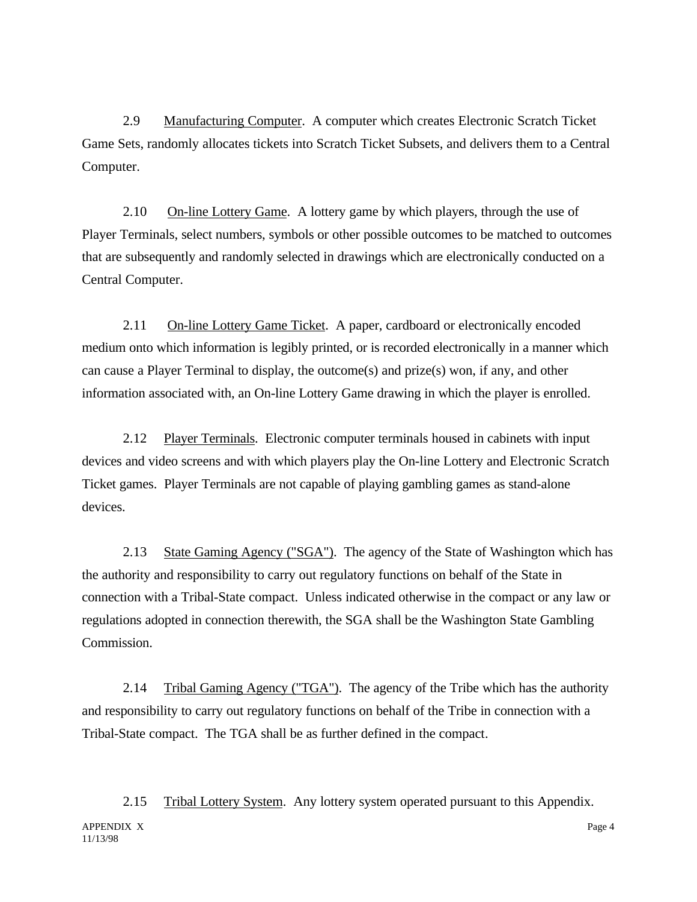2.9 Manufacturing Computer. A computer which creates Electronic Scratch Ticket Game Sets, randomly allocates tickets into Scratch Ticket Subsets, and delivers them to a Central Computer.

2.10 On-line Lottery Game. A lottery game by which players, through the use of Player Terminals, select numbers, symbols or other possible outcomes to be matched to outcomes that are subsequently and randomly selected in drawings which are electronically conducted on a Central Computer.

2.11 On-line Lottery Game Ticket. A paper, cardboard or electronically encoded medium onto which information is legibly printed, or is recorded electronically in a manner which can cause a Player Terminal to display, the outcome(s) and prize(s) won, if any, and other information associated with, an On-line Lottery Game drawing in which the player is enrolled.

2.12 Player Terminals. Electronic computer terminals housed in cabinets with input devices and video screens and with which players play the On-line Lottery and Electronic Scratch Ticket games. Player Terminals are not capable of playing gambling games as stand-alone devices.

2.13 State Gaming Agency ("SGA"). The agency of the State of Washington which has the authority and responsibility to carry out regulatory functions on behalf of the State in connection with a Tribal-State compact. Unless indicated otherwise in the compact or any law or regulations adopted in connection therewith, the SGA shall be the Washington State Gambling Commission.

2.14 Tribal Gaming Agency ("TGA"). The agency of the Tribe which has the authority and responsibility to carry out regulatory functions on behalf of the Tribe in connection with a Tribal-State compact. The TGA shall be as further defined in the compact.

2.15 Tribal Lottery System. Any lottery system operated pursuant to this Appendix.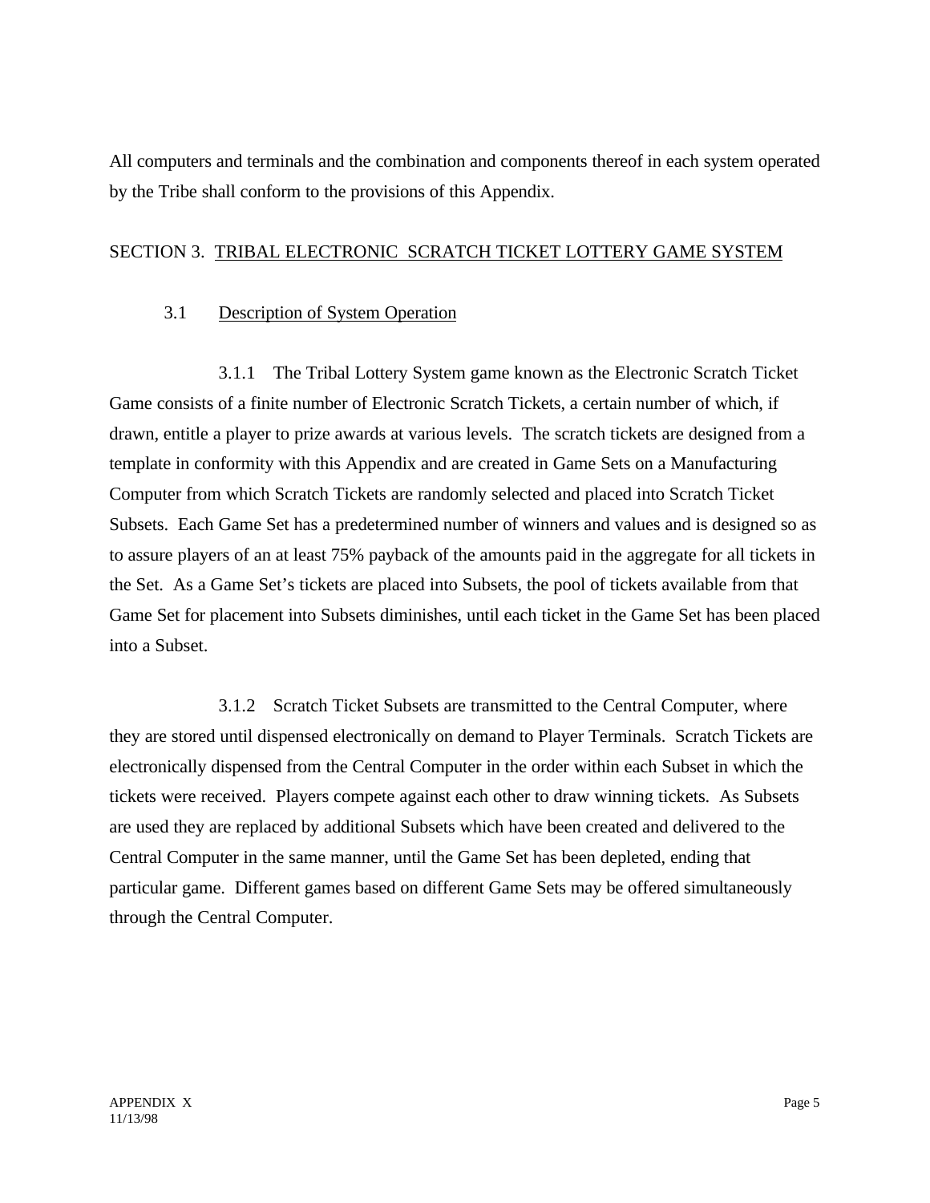All computers and terminals and the combination and components thereof in each system operated by the Tribe shall conform to the provisions of this Appendix.

## SECTION 3. TRIBAL ELECTRONIC SCRATCH TICKET LOTTERY GAME SYSTEM

### 3.1 Description of System Operation

3.1.1 The Tribal Lottery System game known as the Electronic Scratch Ticket Game consists of a finite number of Electronic Scratch Tickets, a certain number of which, if drawn, entitle a player to prize awards at various levels. The scratch tickets are designed from a template in conformity with this Appendix and are created in Game Sets on a Manufacturing Computer from which Scratch Tickets are randomly selected and placed into Scratch Ticket Subsets. Each Game Set has a predetermined number of winners and values and is designed so as to assure players of an at least 75% payback of the amounts paid in the aggregate for all tickets in the Set. As a Game Set's tickets are placed into Subsets, the pool of tickets available from that Game Set for placement into Subsets diminishes, until each ticket in the Game Set has been placed into a Subset.

3.1.2 Scratch Ticket Subsets are transmitted to the Central Computer, where they are stored until dispensed electronically on demand to Player Terminals. Scratch Tickets are electronically dispensed from the Central Computer in the order within each Subset in which the tickets were received. Players compete against each other to draw winning tickets. As Subsets are used they are replaced by additional Subsets which have been created and delivered to the Central Computer in the same manner, until the Game Set has been depleted, ending that particular game. Different games based on different Game Sets may be offered simultaneously through the Central Computer.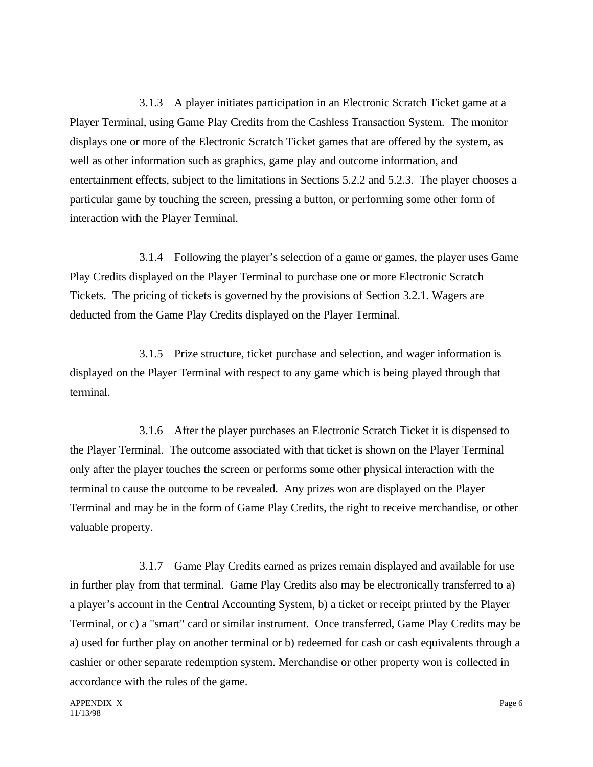3.1.3 A player initiates participation in an Electronic Scratch Ticket game at a Player Terminal, using Game Play Credits from the Cashless Transaction System. The monitor displays one or more of the Electronic Scratch Ticket games that are offered by the system, as well as other information such as graphics, game play and outcome information, and entertainment effects, subject to the limitations in Sections 5.2.2 and 5.2.3. The player chooses a particular game by touching the screen, pressing a button, or performing some other form of interaction with the Player Terminal.

3.1.4 Following the player's selection of a game or games, the player uses Game Play Credits displayed on the Player Terminal to purchase one or more Electronic Scratch Tickets. The pricing of tickets is governed by the provisions of Section 3.2.1. Wagers are deducted from the Game Play Credits displayed on the Player Terminal.

3.1.5 Prize structure, ticket purchase and selection, and wager information is displayed on the Player Terminal with respect to any game which is being played through that terminal.

3.1.6 After the player purchases an Electronic Scratch Ticket it is dispensed to the Player Terminal. The outcome associated with that ticket is shown on the Player Terminal only after the player touches the screen or performs some other physical interaction with the terminal to cause the outcome to be revealed. Any prizes won are displayed on the Player Terminal and may be in the form of Game Play Credits, the right to receive merchandise, or other valuable property.

3.1.7 Game Play Credits earned as prizes remain displayed and available for use in further play from that terminal. Game Play Credits also may be electronically transferred to a) a player's account in the Central Accounting System, b) a ticket or receipt printed by the Player Terminal, or c) a "smart" card or similar instrument. Once transferred, Game Play Credits may be a) used for further play on another terminal or b) redeemed for cash or cash equivalents through a cashier or other separate redemption system. Merchandise or other property won is collected in accordance with the rules of the game.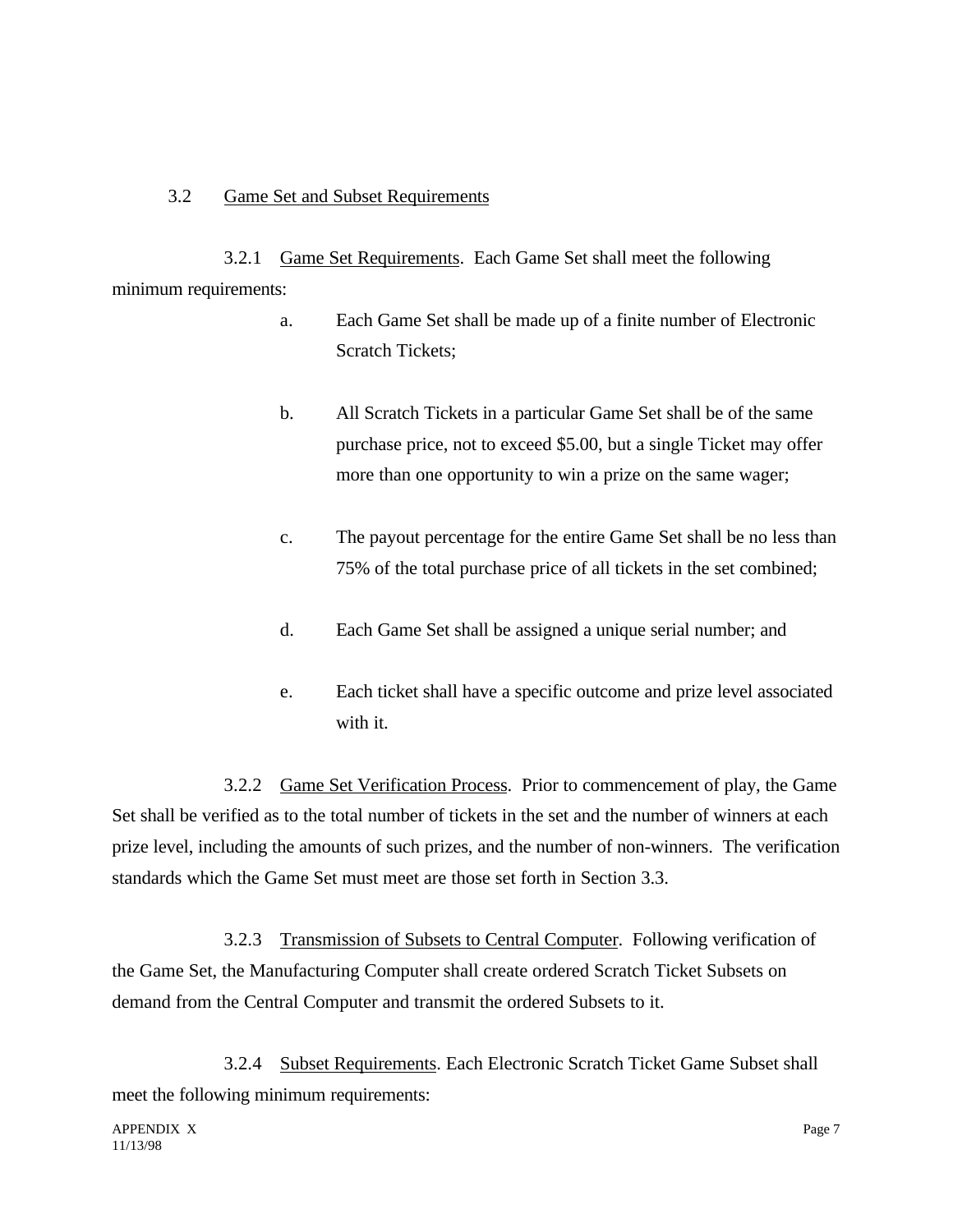### 3.2 Game Set and Subset Requirements

3.2.1 Game Set Requirements. Each Game Set shall meet the following minimum requirements:

a. Each Game Set shall be made up of a finite number of Electronic Scratch Tickets;

b. All Scratch Tickets in a particular Game Set shall be of the same purchase price, not to exceed $5.00, but a single Ticket may offer more than one opportunity to win a prize on the same wager;

c. The payout percentage for the entire Game Set shall be no less than 75% of the total purchase price of all tickets in the set combined;

d. Each Game Set shall be assigned a unique serial number; and

e. Each ticket shall have a specific outcome and prize level associated with it.

3.2.2 Game Set Verification Process. Prior to commencement of play, the Game Set shall be verified as to the total number of tickets in the set and the number of winners at each prize level, including the amounts of such prizes, and the number of non-winners. The verification standards which the Game Set must meet are those set forth in Section 3.3.

3.2.3 Transmission of Subsets to Central Computer. Following verification of the Game Set, the Manufacturing Computer shall create ordered Scratch Ticket Subsets on demand from the Central Computer and transmit the ordered Subsets to it.

3.2.4 Subset Requirements. Each Electronic Scratch Ticket Game Subset shall meet the following minimum requirements: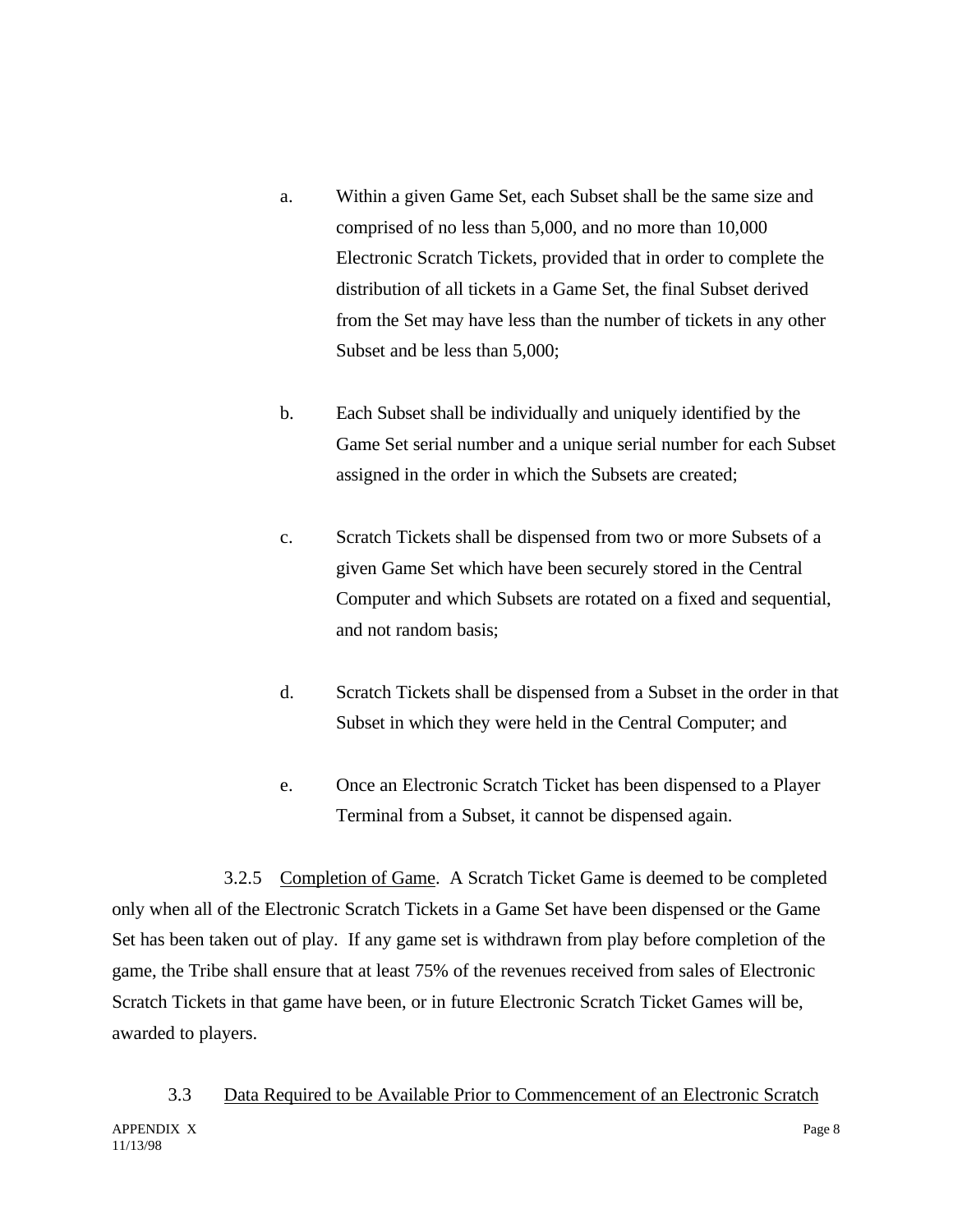a. Within a given Game Set, each Subset shall be the same size and comprised of no less than 5,000, and no more than 10,000 Electronic Scratch Tickets, provided that in order to complete the distribution of all tickets in a Game Set, the final Subset derived from the Set may have less than the number of tickets in any other Subset and be less than 5,000;

b. Each Subset shall be individually and uniquely identified by the Game Set serial number and a unique serial number for each Subset assigned in the order in which the Subsets are created;

c. Scratch Tickets shall be dispensed from two or more Subsets of a given Game Set which have been securely stored in the Central Computer and which Subsets are rotated on a fixed and sequential, and not random basis;

d. Scratch Tickets shall be dispensed from a Subset in the order in that Subset in which they were held in the Central Computer; and

e. Once an Electronic Scratch Ticket has been dispensed to a Player Terminal from a Subset, it cannot be dispensed again.

3.2.5 Completion of Game. A Scratch Ticket Game is deemed to be completed only when all of the Electronic Scratch Tickets in a Game Set have been dispensed or the Game Set has been taken out of play. If any game set is withdrawn from play before completion of the game, the Tribe shall ensure that at least 75% of the revenues received from sales of Electronic Scratch Tickets in that game have been, or in future Electronic Scratch Ticket Games will be, awarded to players.

3.3 Data Required to be Available Prior to Commencement of an Electronic Scratch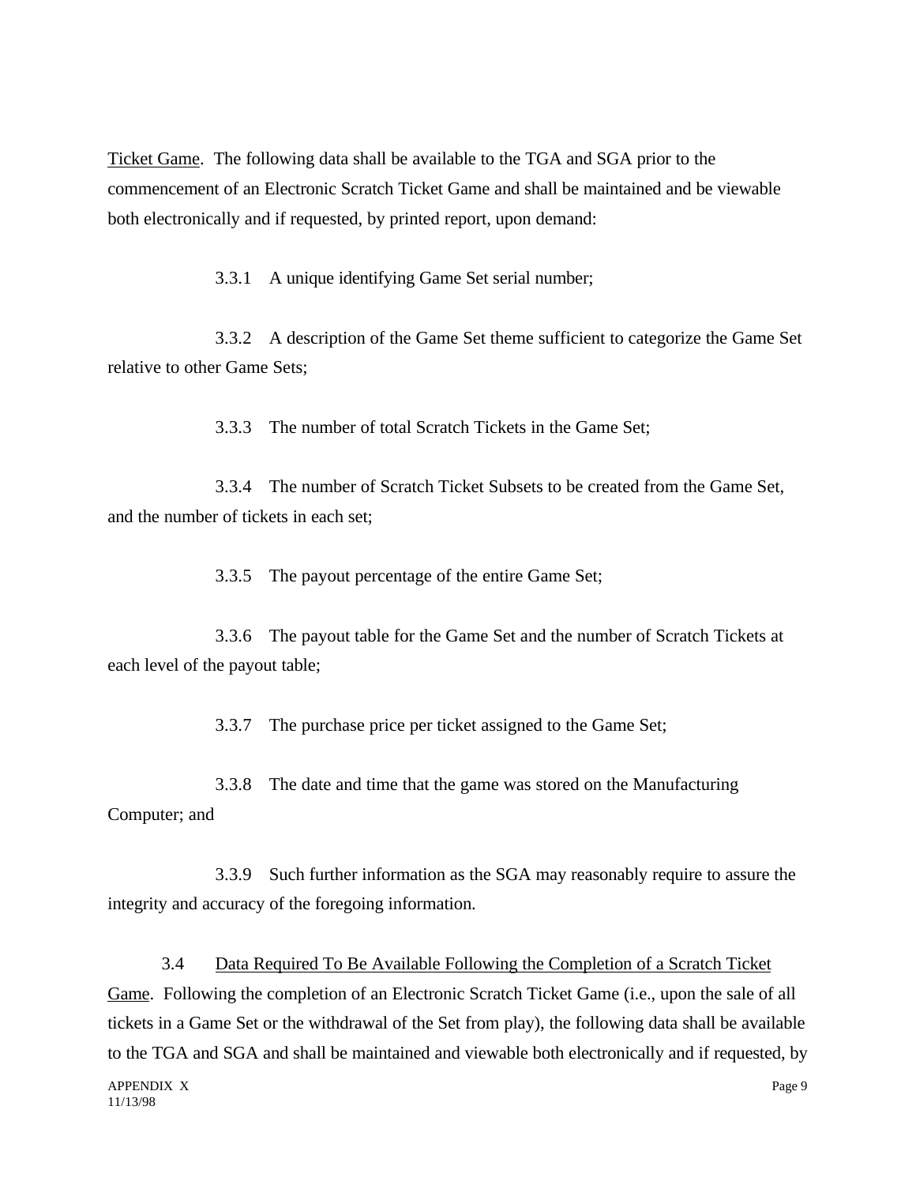Ticket Game. The following data shall be available to the TGA and SGA prior to the commencement of an Electronic Scratch Ticket Game and shall be maintained and be viewable both electronically and if requested, by printed report, upon demand:

3.3.1 A unique identifying Game Set serial number;

3.3.2 A description of the Game Set theme sufficient to categorize the Game Set relative to other Game Sets;

3.3.3 The number of total Scratch Tickets in the Game Set;

3.3.4 The number of Scratch Ticket Subsets to be created from the Game Set, and the number of tickets in each set;

3.3.5 The payout percentage of the entire Game Set;

3.3.6 The payout table for the Game Set and the number of Scratch Tickets at each level of the payout table;

3.3.7 The purchase price per ticket assigned to the Game Set;

3.3.8 The date and time that the game was stored on the Manufacturing Computer; and

3.3.9 Such further information as the SGA may reasonably require to assure the integrity and accuracy of the foregoing information.

3.4 Data Required To Be Available Following the Completion of a Scratch Ticket Game. Following the completion of an Electronic Scratch Ticket Game (i.e., upon the sale of all tickets in a Game Set or the withdrawal of the Set from play), the following data shall be available to the TGA and SGA and shall be maintained and viewable both electronically and if requested, by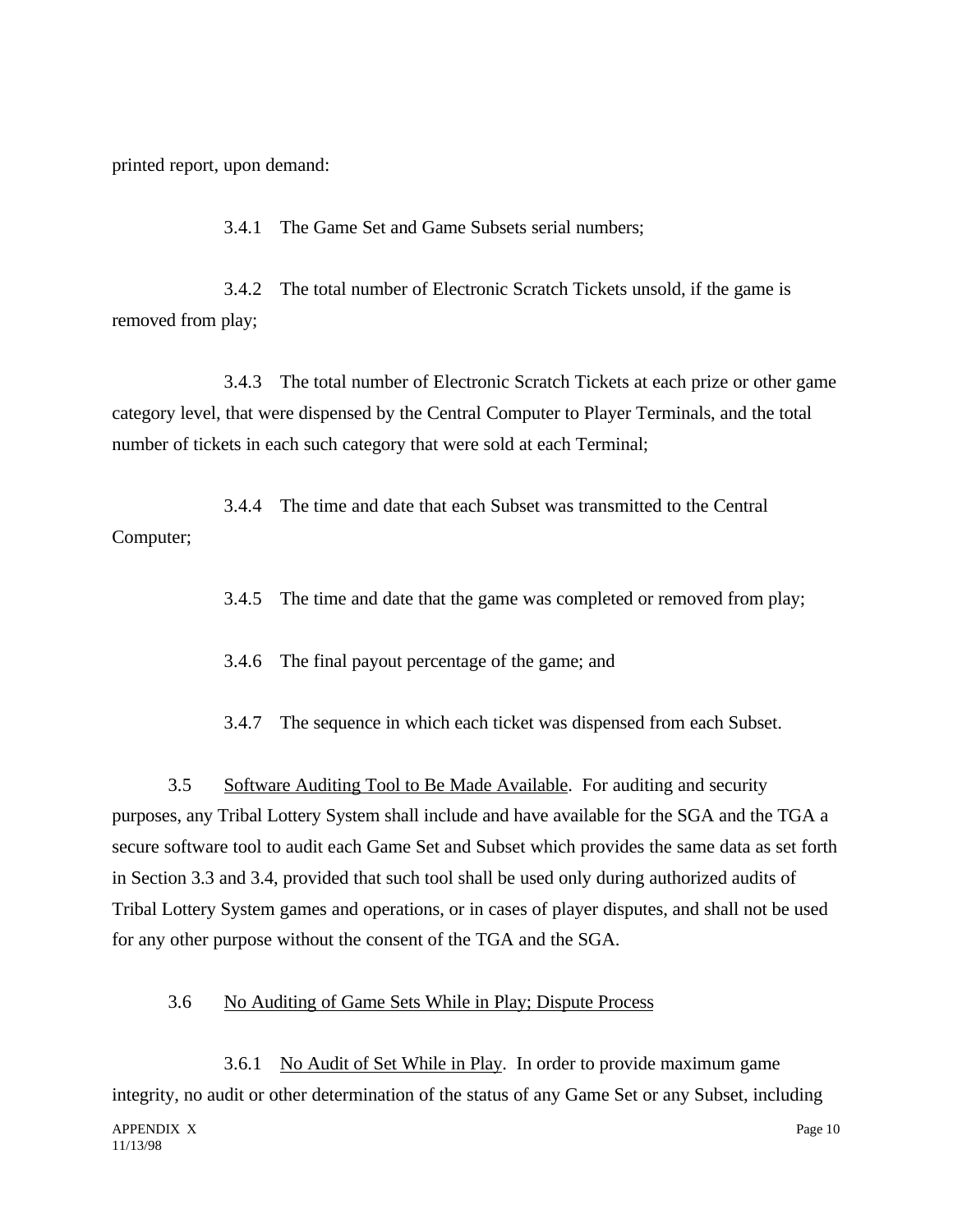printed report, upon demand:

3.4.1 The Game Set and Game Subsets serial numbers;

3.4.2 The total number of Electronic Scratch Tickets unsold, if the game is removed from play;

3.4.3 The total number of Electronic Scratch Tickets at each prize or other game category level, that were dispensed by the Central Computer to Player Terminals, and the total number of tickets in each such category that were sold at each Terminal;

3.4.4 The time and date that each Subset was transmitted to the Central Computer;

3.4.5 The time and date that the game was completed or removed from play;

3.4.6 The final payout percentage of the game; and

3.4.7 The sequence in which each ticket was dispensed from each Subset.

3.5 Software Auditing Tool to Be Made Available. For auditing and security purposes, any Tribal Lottery System shall include and have available for the SGA and the TGA a secure software tool to audit each Game Set and Subset which provides the same data as set forth in Section 3.3 and 3.4, provided that such tool shall be used only during authorized audits of Tribal Lottery System games and operations, or in cases of player disputes, and shall not be used for any other purpose without the consent of the TGA and the SGA.

3.6 No Auditing of Game Sets While in Play; Dispute Process

3.6.1 No Audit of Set While in Play. In order to provide maximum game integrity, no audit or other determination of the status of any Game Set or any Subset, including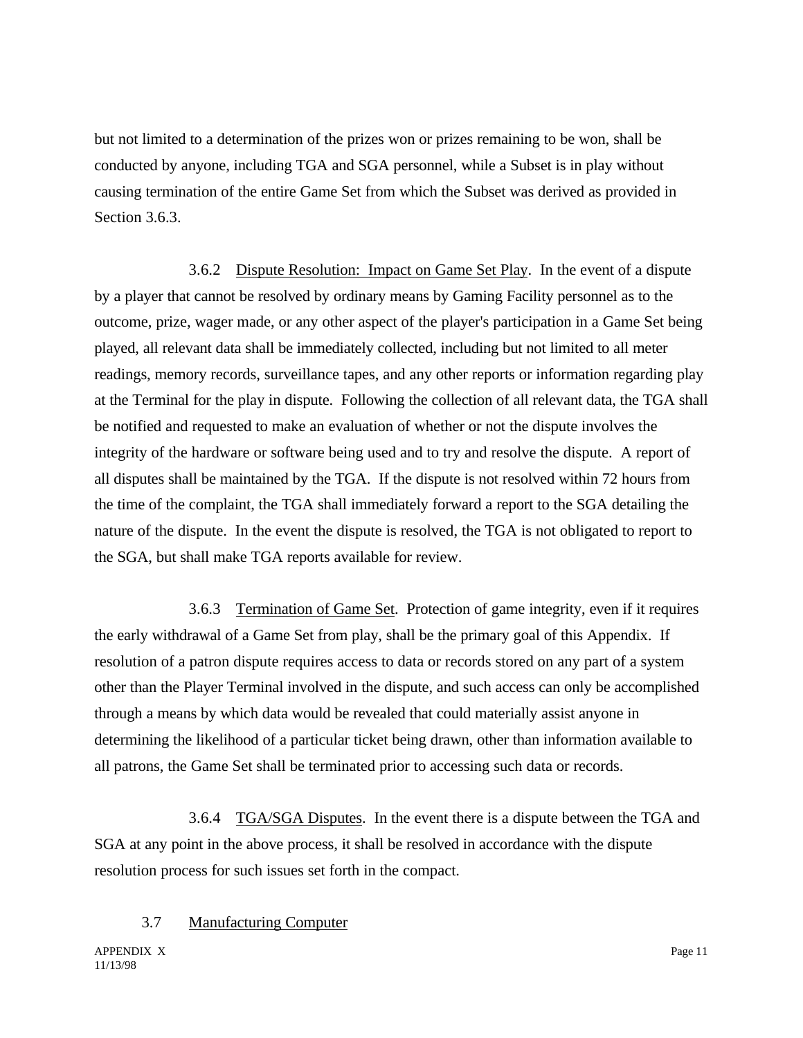but not limited to a determination of the prizes won or prizes remaining to be won, shall be conducted by anyone, including TGA and SGA personnel, while a Subset is in play without causing termination of the entire Game Set from which the Subset was derived as provided in Section 3.6.3.

3.6.2 Dispute Resolution: Impact on Game Set Play. In the event of a dispute by a player that cannot be resolved by ordinary means by Gaming Facility personnel as to the outcome, prize, wager made, or any other aspect of the player's participation in a Game Set being played, all relevant data shall be immediately collected, including but not limited to all meter readings, memory records, surveillance tapes, and any other reports or information regarding play at the Terminal for the play in dispute. Following the collection of all relevant data, the TGA shall be notified and requested to make an evaluation of whether or not the dispute involves the integrity of the hardware or software being used and to try and resolve the dispute. A report of all disputes shall be maintained by the TGA. If the dispute is not resolved within 72 hours from the time of the complaint, the TGA shall immediately forward a report to the SGA detailing the nature of the dispute. In the event the dispute is resolved, the TGA is not obligated to report to the SGA, but shall make TGA reports available for review.

3.6.3 Termination of Game Set. Protection of game integrity, even if it requires the early withdrawal of a Game Set from play, shall be the primary goal of this Appendix. If resolution of a patron dispute requires access to data or records stored on any part of a system other than the Player Terminal involved in the dispute, and such access can only be accomplished through a means by which data would be revealed that could materially assist anyone in determining the likelihood of a particular ticket being drawn, other than information available to all patrons, the Game Set shall be terminated prior to accessing such data or records.

3.6.4 TGA/SGA Disputes. In the event there is a dispute between the TGA and SGA at any point in the above process, it shall be resolved in accordance with the dispute resolution process for such issues set forth in the compact.

3.7 Manufacturing Computer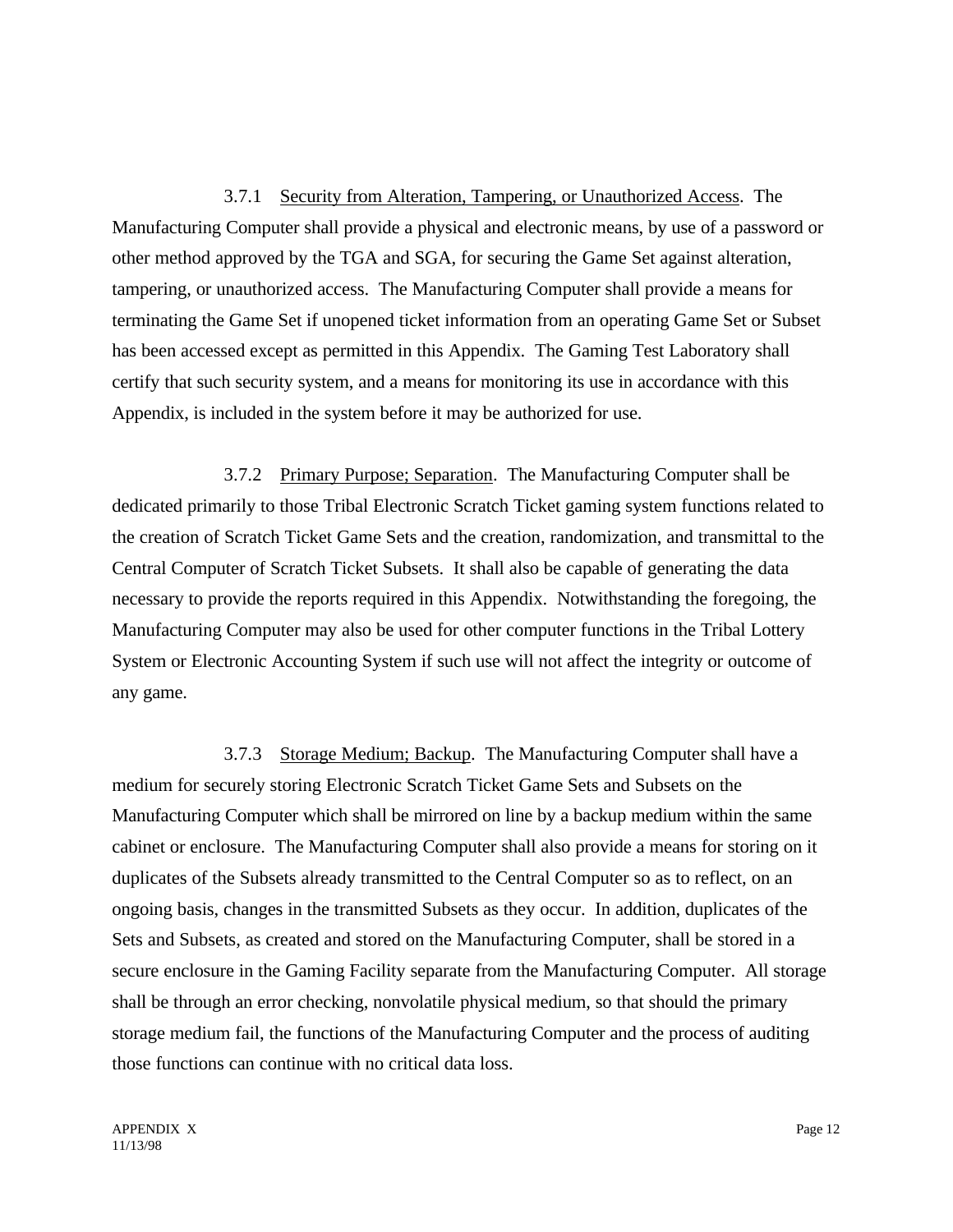3.7.1 Security from Alteration, Tampering, or Unauthorized Access. The Manufacturing Computer shall provide a physical and electronic means, by use of a password or other method approved by the TGA and SGA, for securing the Game Set against alteration, tampering, or unauthorized access. The Manufacturing Computer shall provide a means for terminating the Game Set if unopened ticket information from an operating Game Set or Subset has been accessed except as permitted in this Appendix. The Gaming Test Laboratory shall certify that such security system, and a means for monitoring its use in accordance with this Appendix, is included in the system before it may be authorized for use.

3.7.2 Primary Purpose; Separation. The Manufacturing Computer shall be dedicated primarily to those Tribal Electronic Scratch Ticket gaming system functions related to the creation of Scratch Ticket Game Sets and the creation, randomization, and transmittal to the Central Computer of Scratch Ticket Subsets. It shall also be capable of generating the data necessary to provide the reports required in this Appendix. Notwithstanding the foregoing, the Manufacturing Computer may also be used for other computer functions in the Tribal Lottery System or Electronic Accounting System if such use will not affect the integrity or outcome of any game.

3.7.3 Storage Medium; Backup. The Manufacturing Computer shall have a medium for securely storing Electronic Scratch Ticket Game Sets and Subsets on the Manufacturing Computer which shall be mirrored on line by a backup medium within the same cabinet or enclosure. The Manufacturing Computer shall also provide a means for storing on it duplicates of the Subsets already transmitted to the Central Computer so as to reflect, on an ongoing basis, changes in the transmitted Subsets as they occur. In addition, duplicates of the Sets and Subsets, as created and stored on the Manufacturing Computer, shall be stored in a secure enclosure in the Gaming Facility separate from the Manufacturing Computer. All storage shall be through an error checking, nonvolatile physical medium, so that should the primary storage medium fail, the functions of the Manufacturing Computer and the process of auditing those functions can continue with no critical data loss.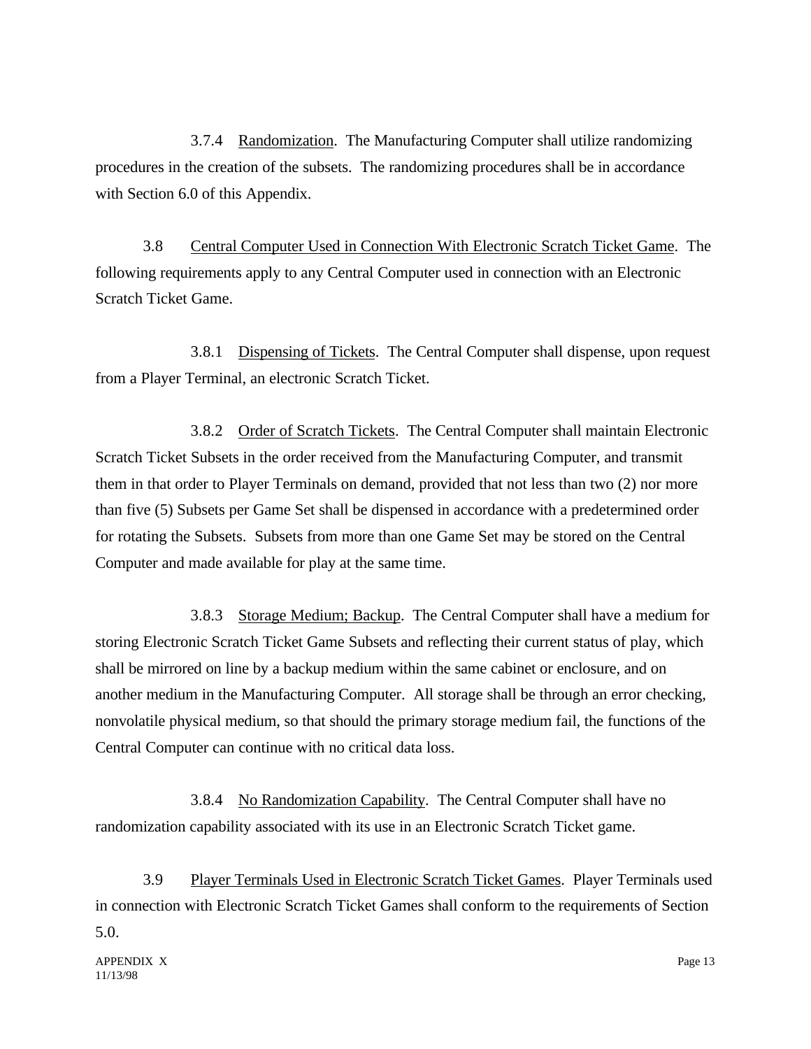3.7.4 Randomization. The Manufacturing Computer shall utilize randomizing procedures in the creation of the subsets. The randomizing procedures shall be in accordance with Section 6.0 of this Appendix.

3.8 Central Computer Used in Connection With Electronic Scratch Ticket Game. The following requirements apply to any Central Computer used in connection with an Electronic Scratch Ticket Game.

3.8.1 Dispensing of Tickets. The Central Computer shall dispense, upon request from a Player Terminal, an electronic Scratch Ticket.

3.8.2 Order of Scratch Tickets. The Central Computer shall maintain Electronic Scratch Ticket Subsets in the order received from the Manufacturing Computer, and transmit them in that order to Player Terminals on demand, provided that not less than two (2) nor more than five (5) Subsets per Game Set shall be dispensed in accordance with a predetermined order for rotating the Subsets. Subsets from more than one Game Set may be stored on the Central Computer and made available for play at the same time.

3.8.3 Storage Medium; Backup. The Central Computer shall have a medium for storing Electronic Scratch Ticket Game Subsets and reflecting their current status of play, which shall be mirrored on line by a backup medium within the same cabinet or enclosure, and on another medium in the Manufacturing Computer. All storage shall be through an error checking, nonvolatile physical medium, so that should the primary storage medium fail, the functions of the Central Computer can continue with no critical data loss.

3.8.4 No Randomization Capability. The Central Computer shall have no randomization capability associated with its use in an Electronic Scratch Ticket game.

3.9 Player Terminals Used in Electronic Scratch Ticket Games. Player Terminals used in connection with Electronic Scratch Ticket Games shall conform to the requirements of Section 5.0.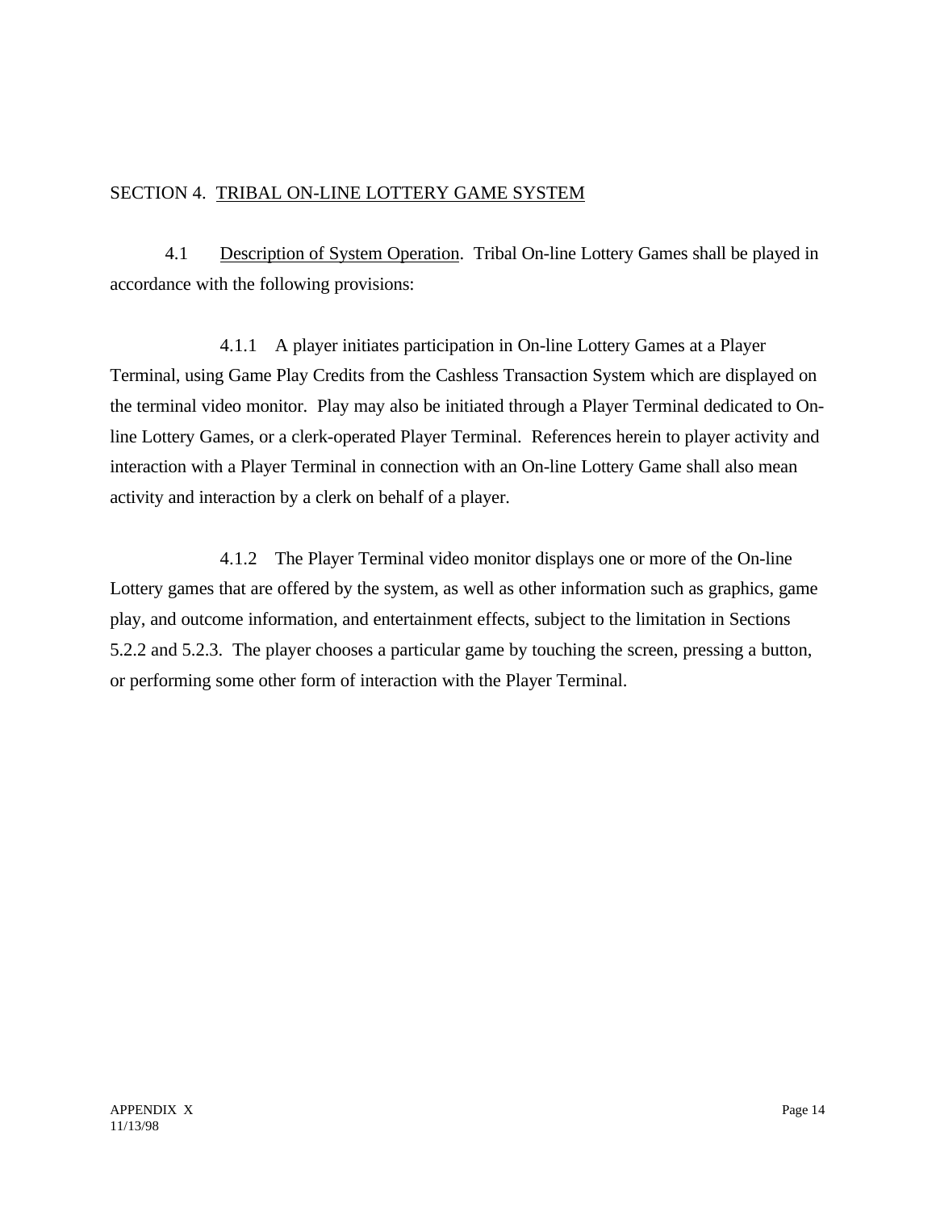## SECTION 4. TRIBAL ON-LINE LOTTERY GAME SYSTEM

4.1 Description of System Operation. Tribal On-line Lottery Games shall be played in accordance with the following provisions:

4.1.1 A player initiates participation in On-line Lottery Games at a Player Terminal, using Game Play Credits from the Cashless Transaction System which are displayed on the terminal video monitor. Play may also be initiated through a Player Terminal dedicated to On-line Lottery Games, or a clerk-operated Player Terminal. References herein to player activity and interaction with a Player Terminal in connection with an On-line Lottery Game shall also mean activity and interaction by a clerk on behalf of a player.

4.1.2 The Player Terminal video monitor displays one or more of the On-line Lottery games that are offered by the system, as well as other information such as graphics, game play, and outcome information, and entertainment effects, subject to the limitation in Sections 5.2.2 and 5.2.3. The player chooses a particular game by touching the screen, pressing a button, or performing some other form of interaction with the Player Terminal.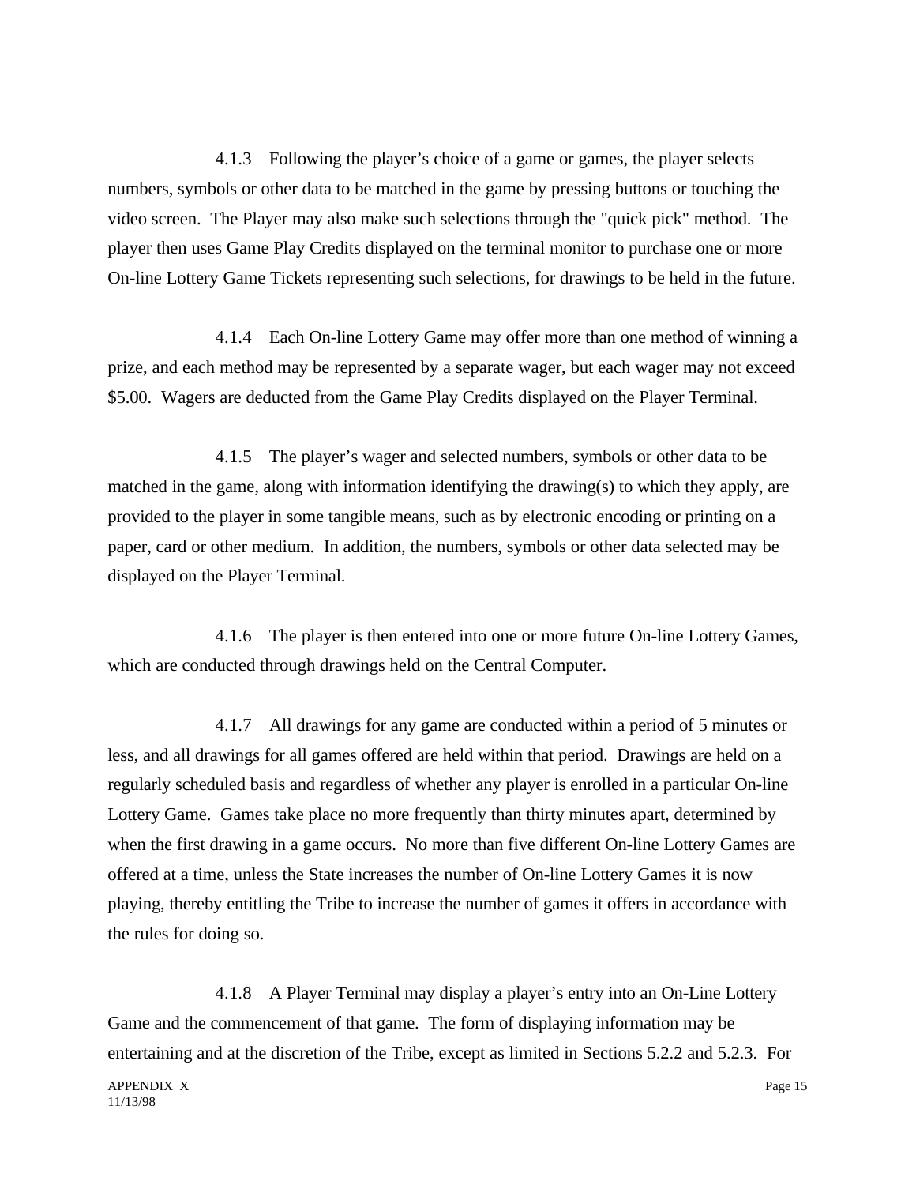4.1.3 Following the player's choice of a game or games, the player selects numbers, symbols or other data to be matched in the game by pressing buttons or touching the video screen. The Player may also make such selections through the "quick pick" method. The player then uses Game Play Credits displayed on the terminal monitor to purchase one or more On-line Lottery Game Tickets representing such selections, for drawings to be held in the future.

4.1.4 Each On-line Lottery Game may offer more than one method of winning a prize, and each method may be represented by a separate wager, but each wager may not exceed $5.00. Wagers are deducted from the Game Play Credits displayed on the Player Terminal.

4.1.5 The player's wager and selected numbers, symbols or other data to be matched in the game, along with information identifying the drawing(s) to which they apply, are provided to the player in some tangible means, such as by electronic encoding or printing on a paper, card or other medium. In addition, the numbers, symbols or other data selected may be displayed on the Player Terminal.

4.1.6 The player is then entered into one or more future On-line Lottery Games, which are conducted through drawings held on the Central Computer.

4.1.7 All drawings for any game are conducted within a period of 5 minutes or less, and all drawings for all games offered are held within that period. Drawings are held on a regularly scheduled basis and regardless of whether any player is enrolled in a particular On-line Lottery Game. Games take place no more frequently than thirty minutes apart, determined by when the first drawing in a game occurs. No more than five different On-line Lottery Games are offered at a time, unless the State increases the number of On-line Lottery Games it is now playing, thereby entitling the Tribe to increase the number of games it offers in accordance with the rules for doing so.

4.1.8 A Player Terminal may display a player's entry into an On-Line Lottery Game and the commencement of that game. The form of displaying information may be entertaining and at the discretion of the Tribe, except as limited in Sections 5.2.2 and 5.2.3. For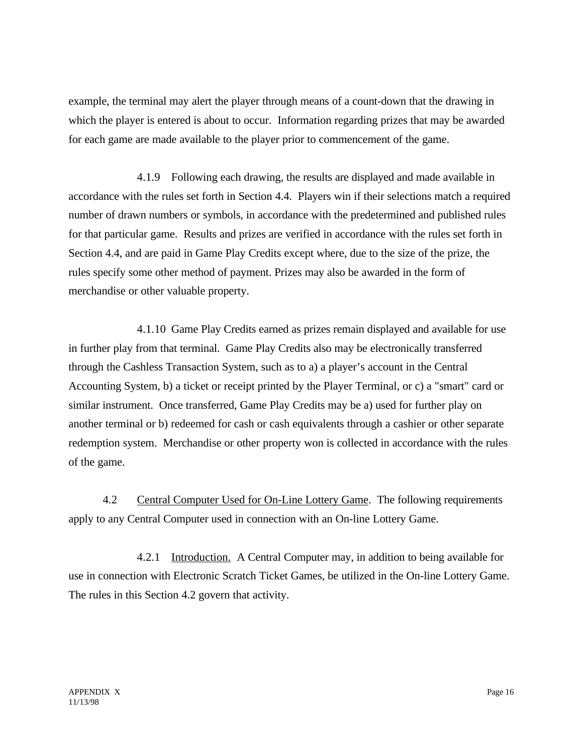example, the terminal may alert the player through means of a count-down that the drawing in which the player is entered is about to occur. Information regarding prizes that may be awarded for each game are made available to the player prior to commencement of the game.

4.1.9 Following each drawing, the results are displayed and made available in accordance with the rules set forth in Section 4.4. Players win if their selections match a required number of drawn numbers or symbols, in accordance with the predetermined and published rules for that particular game. Results and prizes are verified in accordance with the rules set forth in Section 4.4, and are paid in Game Play Credits except where, due to the size of the prize, the rules specify some other method of payment. Prizes may also be awarded in the form of merchandise or other valuable property.

4.1.10 Game Play Credits earned as prizes remain displayed and available for use in further play from that terminal. Game Play Credits also may be electronically transferred through the Cashless Transaction System, such as to a) a player's account in the Central Accounting System, b) a ticket or receipt printed by the Player Terminal, or c) a "smart" card or similar instrument. Once transferred, Game Play Credits may be a) used for further play on another terminal or b) redeemed for cash or cash equivalents through a cashier or other separate redemption system. Merchandise or other property won is collected in accordance with the rules of the game.

4.2 Central Computer Used for On-Line Lottery Game. The following requirements apply to any Central Computer used in connection with an On-line Lottery Game.

4.2.1 Introduction. A Central Computer may, in addition to being available for use in connection with Electronic Scratch Ticket Games, be utilized in the On-line Lottery Game. The rules in this Section 4.2 govern that activity.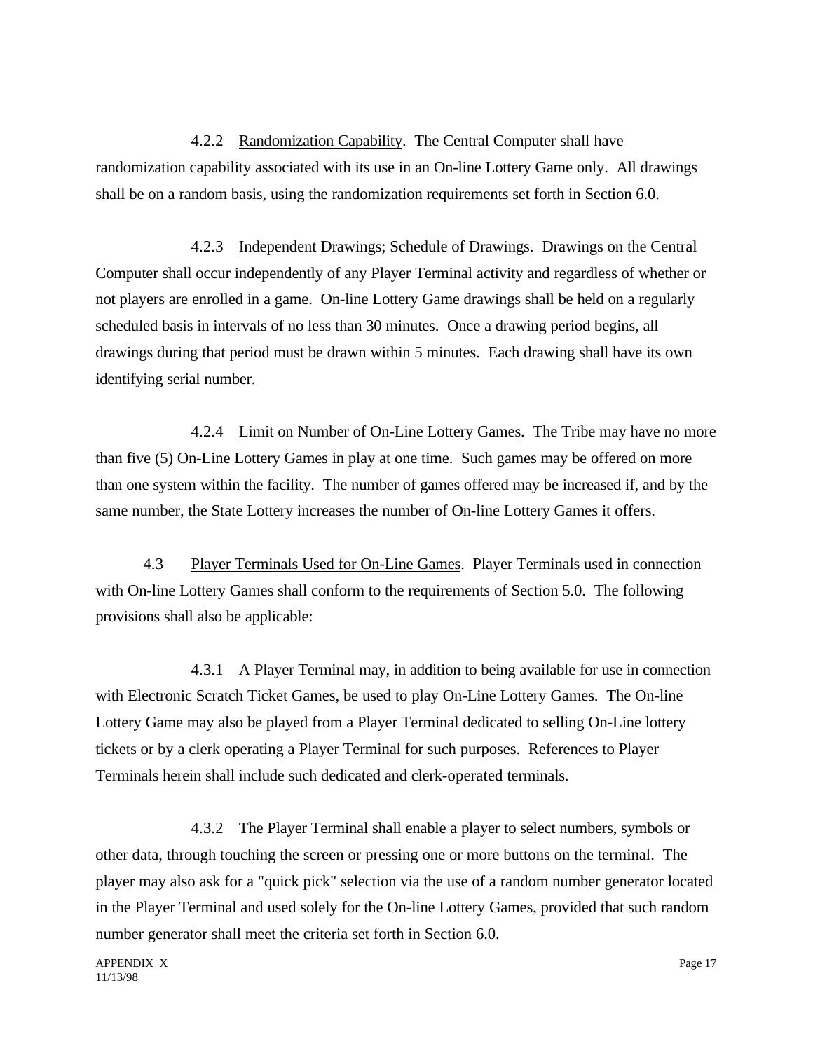4.2.2 Randomization Capability. The Central Computer shall have randomization capability associated with its use in an On-line Lottery Game only. All drawings shall be on a random basis, using the randomization requirements set forth in Section 6.0.

4.2.3 Independent Drawings; Schedule of Drawings. Drawings on the Central Computer shall occur independently of any Player Terminal activity and regardless of whether or not players are enrolled in a game. On-line Lottery Game drawings shall be held on a regularly scheduled basis in intervals of no less than 30 minutes. Once a drawing period begins, all drawings during that period must be drawn within 5 minutes. Each drawing shall have its own identifying serial number.

4.2.4 Limit on Number of On-Line Lottery Games. The Tribe may have no more than five (5) On-Line Lottery Games in play at one time. Such games may be offered on more than one system within the facility. The number of games offered may be increased if, and by the same number, the State Lottery increases the number of On-line Lottery Games it offers.

4.3 Player Terminals Used for On-Line Games. Player Terminals used in connection with On-line Lottery Games shall conform to the requirements of Section 5.0. The following provisions shall also be applicable:

4.3.1 A Player Terminal may, in addition to being available for use in connection with Electronic Scratch Ticket Games, be used to play On-Line Lottery Games. The On-line Lottery Game may also be played from a Player Terminal dedicated to selling On-Line lottery tickets or by a clerk operating a Player Terminal for such purposes. References to Player Terminals herein shall include such dedicated and clerk-operated terminals.

4.3.2 The Player Terminal shall enable a player to select numbers, symbols or other data, through touching the screen or pressing one or more buttons on the terminal. The player may also ask for a "quick pick" selection via the use of a random number generator located in the Player Terminal and used solely for the On-line Lottery Games, provided that such random number generator shall meet the criteria set forth in Section 6.0.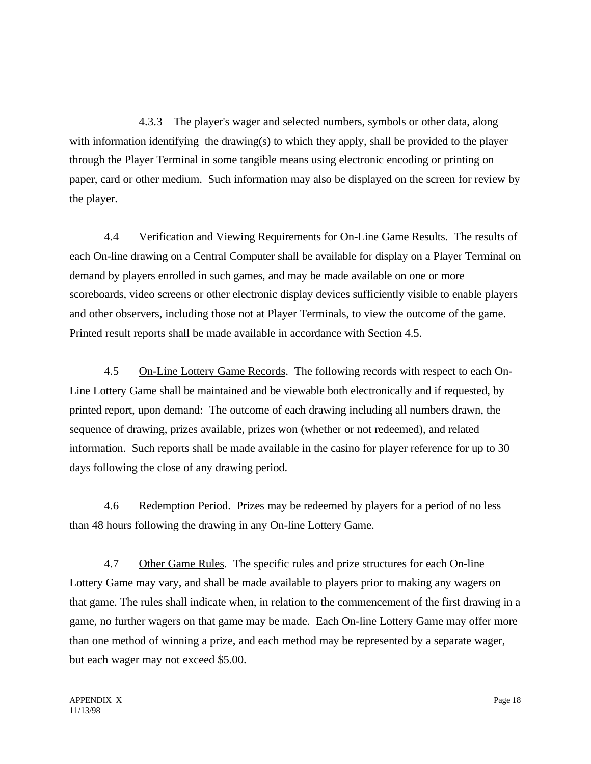4.3.3 The player's wager and selected numbers, symbols or other data, along with information identifying the drawing(s) to which they apply, shall be provided to the player through the Player Terminal in some tangible means using electronic encoding or printing on paper, card or other medium. Such information may also be displayed on the screen for review by the player.

4.4 Verification and Viewing Requirements for On-Line Game Results. The results of each On-line drawing on a Central Computer shall be available for display on a Player Terminal on demand by players enrolled in such games, and may be made available on one or more scoreboards, video screens or other electronic display devices sufficiently visible to enable players and other observers, including those not at Player Terminals, to view the outcome of the game. Printed result reports shall be made available in accordance with Section 4.5.

4.5 On-Line Lottery Game Records. The following records with respect to each On-Line Lottery Game shall be maintained and be viewable both electronically and if requested, by printed report, upon demand: The outcome of each drawing including all numbers drawn, the sequence of drawing, prizes available, prizes won (whether or not redeemed), and related information. Such reports shall be made available in the casino for player reference for up to 30 days following the close of any drawing period.

4.6 Redemption Period. Prizes may be redeemed by players for a period of no less than 48 hours following the drawing in any On-line Lottery Game.

4.7 Other Game Rules. The specific rules and prize structures for each On-line Lottery Game may vary, and shall be made available to players prior to making any wagers on that game. The rules shall indicate when, in relation to the commencement of the first drawing in a game, no further wagers on that game may be made. Each On-line Lottery Game may offer more than one method of winning a prize, and each method may be represented by a separate wager, but each wager may not exceed $5.00.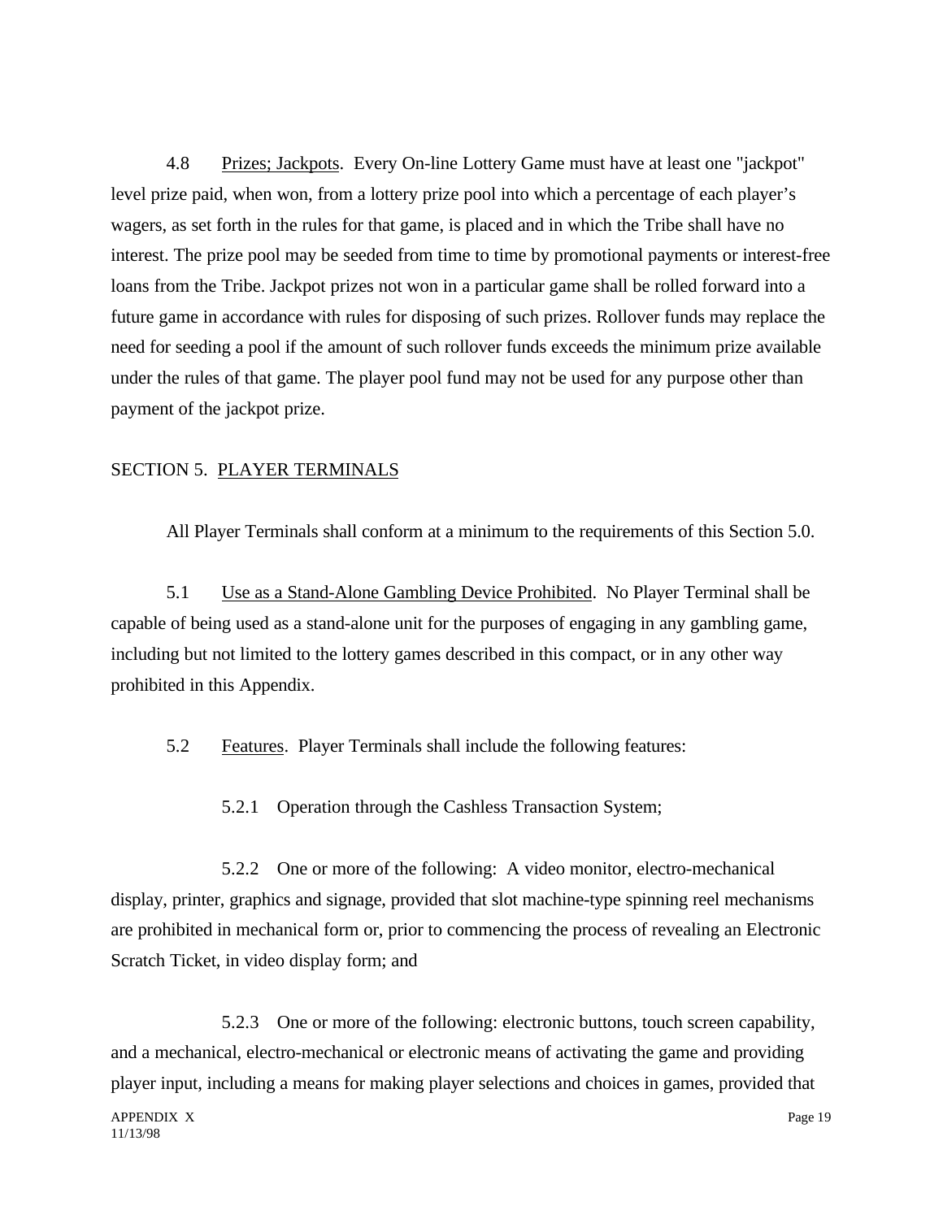4.8 Prizes; Jackpots. Every On-line Lottery Game must have at least one "jackpot" level prize paid, when won, from a lottery prize pool into which a percentage of each player's wagers, as set forth in the rules for that game, is placed and in which the Tribe shall have no interest. The prize pool may be seeded from time to time by promotional payments or interest-free loans from the Tribe. Jackpot prizes not won in a particular game shall be rolled forward into a future game in accordance with rules for disposing of such prizes. Rollover funds may replace the need for seeding a pool if the amount of such rollover funds exceeds the minimum prize available under the rules of that game. The player pool fund may not be used for any purpose other than payment of the jackpot prize.

## SECTION 5. PLAYER TERMINALS

All Player Terminals shall conform at a minimum to the requirements of this Section 5.0.

5.1 Use as a Stand-Alone Gambling Device Prohibited. No Player Terminal shall be capable of being used as a stand-alone unit for the purposes of engaging in any gambling game, including but not limited to the lottery games described in this compact, or in any other way prohibited in this Appendix.

5.2 Features. Player Terminals shall include the following features:

5.2.1 Operation through the Cashless Transaction System;

5.2.2 One or more of the following: A video monitor, electro-mechanical display, printer, graphics and signage, provided that slot machine-type spinning reel mechanisms are prohibited in mechanical form or, prior to commencing the process of revealing an Electronic Scratch Ticket, in video display form; and

5.2.3 One or more of the following: electronic buttons, touch screen capability, and a mechanical, electro-mechanical or electronic means of activating the game and providing player input, including a means for making player selections and choices in games, provided that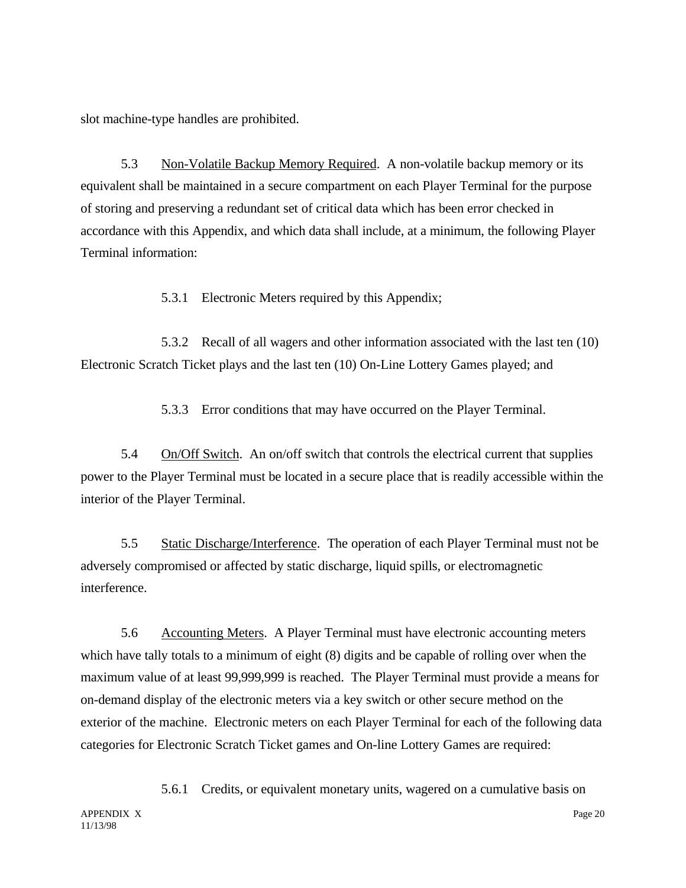slot machine-type handles are prohibited.

5.3 Non-Volatile Backup Memory Required. A non-volatile backup memory or its equivalent shall be maintained in a secure compartment on each Player Terminal for the purpose of storing and preserving a redundant set of critical data which has been error checked in accordance with this Appendix, and which data shall include, at a minimum, the following Player Terminal information:

5.3.1 Electronic Meters required by this Appendix;

5.3.2 Recall of all wagers and other information associated with the last ten (10) Electronic Scratch Ticket plays and the last ten (10) On-Line Lottery Games played; and

5.3.3 Error conditions that may have occurred on the Player Terminal.

5.4 On/Off Switch. An on/off switch that controls the electrical current that supplies power to the Player Terminal must be located in a secure place that is readily accessible within the interior of the Player Terminal.

5.5 Static Discharge/Interference. The operation of each Player Terminal must not be adversely compromised or affected by static discharge, liquid spills, or electromagnetic interference.

5.6 Accounting Meters. A Player Terminal must have electronic accounting meters which have tally totals to a minimum of eight (8) digits and be capable of rolling over when the maximum value of at least 99,999,999 is reached. The Player Terminal must provide a means for on-demand display of the electronic meters via a key switch or other secure method on the exterior of the machine. Electronic meters on each Player Terminal for each of the following data categories for Electronic Scratch Ticket games and On-line Lottery Games are required:

5.6.1 Credits, or equivalent monetary units, wagered on a cumulative basis on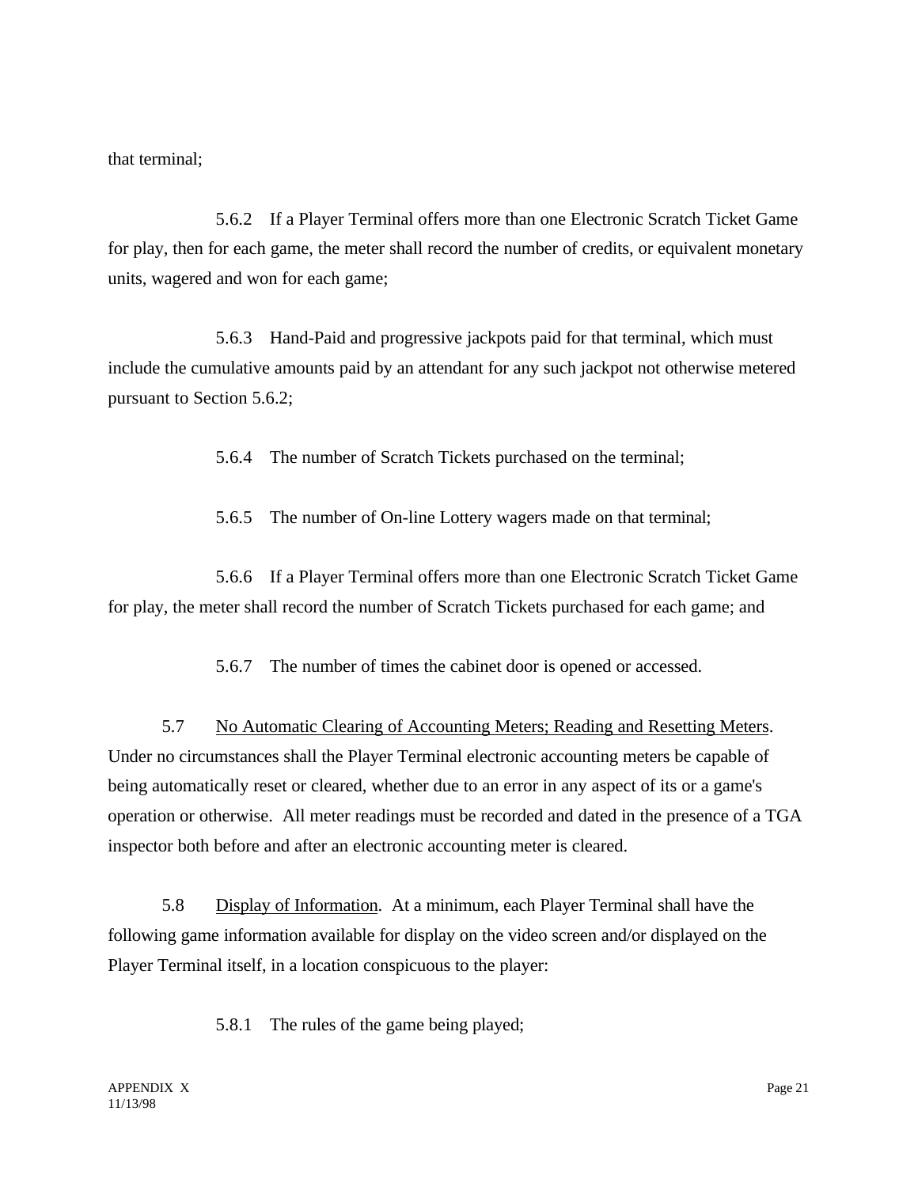that terminal;

5.6.2 If a Player Terminal offers more than one Electronic Scratch Ticket Game for play, then for each game, the meter shall record the number of credits, or equivalent monetary units, wagered and won for each game;

5.6.3 Hand-Paid and progressive jackpots paid for that terminal, which must include the cumulative amounts paid by an attendant for any such jackpot not otherwise metered pursuant to Section 5.6.2;

5.6.4 The number of Scratch Tickets purchased on the terminal;

5.6.5 The number of On-line Lottery wagers made on that terminal;

5.6.6 If a Player Terminal offers more than one Electronic Scratch Ticket Game for play, the meter shall record the number of Scratch Tickets purchased for each game; and

5.6.7 The number of times the cabinet door is opened or accessed.

5.7 <u>No Automatic Clearing of Accounting Meters; Reading and Resetting Meters</u>. Under no circumstances shall the Player Terminal electronic accounting meters be capable of being automatically reset or cleared, whether due to an error in any aspect of its or a game's operation or otherwise. All meter readings must be recorded and dated in the presence of a TGA inspector both before and after an electronic accounting meter is cleared.

5.8 <u>Display of Information</u>. At a minimum, each Player Terminal shall have the following game information available for display on the video screen and/or displayed on the Player Terminal itself, in a location conspicuous to the player:

5.8.1 The rules of the game being played;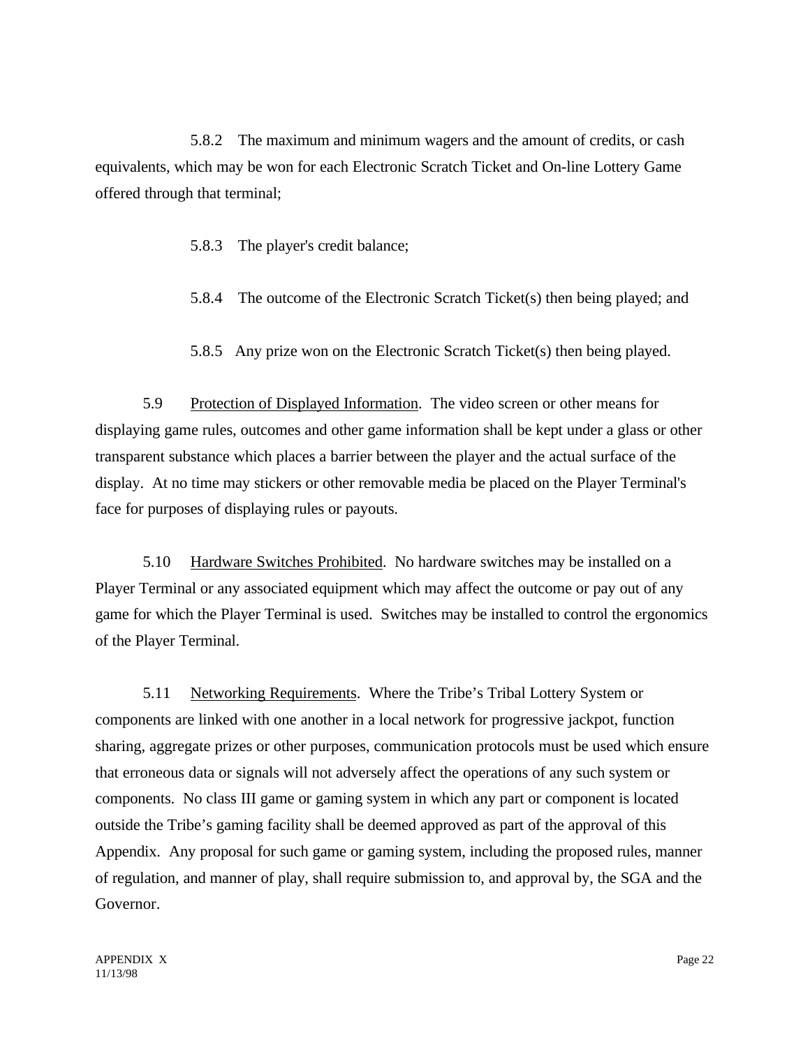5.8.2 The maximum and minimum wagers and the amount of credits, or cash equivalents, which may be won for each Electronic Scratch Ticket and On-line Lottery Game offered through that terminal;

5.8.3 The player's credit balance;

5.8.4 The outcome of the Electronic Scratch Ticket(s) then being played; and

5.8.5 Any prize won on the Electronic Scratch Ticket(s) then being played.

5.9 Protection of Displayed Information. The video screen or other means for displaying game rules, outcomes and other game information shall be kept under a glass or other transparent substance which places a barrier between the player and the actual surface of the display. At no time may stickers or other removable media be placed on the Player Terminal's face for purposes of displaying rules or payouts.

5.10 Hardware Switches Prohibited. No hardware switches may be installed on a Player Terminal or any associated equipment which may affect the outcome or pay out of any game for which the Player Terminal is used. Switches may be installed to control the ergonomics of the Player Terminal.

5.11 Networking Requirements. Where the Tribe's Tribal Lottery System or components are linked with one another in a local network for progressive jackpot, function sharing, aggregate prizes or other purposes, communication protocols must be used which ensure that erroneous data or signals will not adversely affect the operations of any such system or components. No class III game or gaming system in which any part or component is located outside the Tribe's gaming facility shall be deemed approved as part of the approval of this Appendix. Any proposal for such game or gaming system, including the proposed rules, manner of regulation, and manner of play, shall require submission to, and approval by, the SGA and the Governor.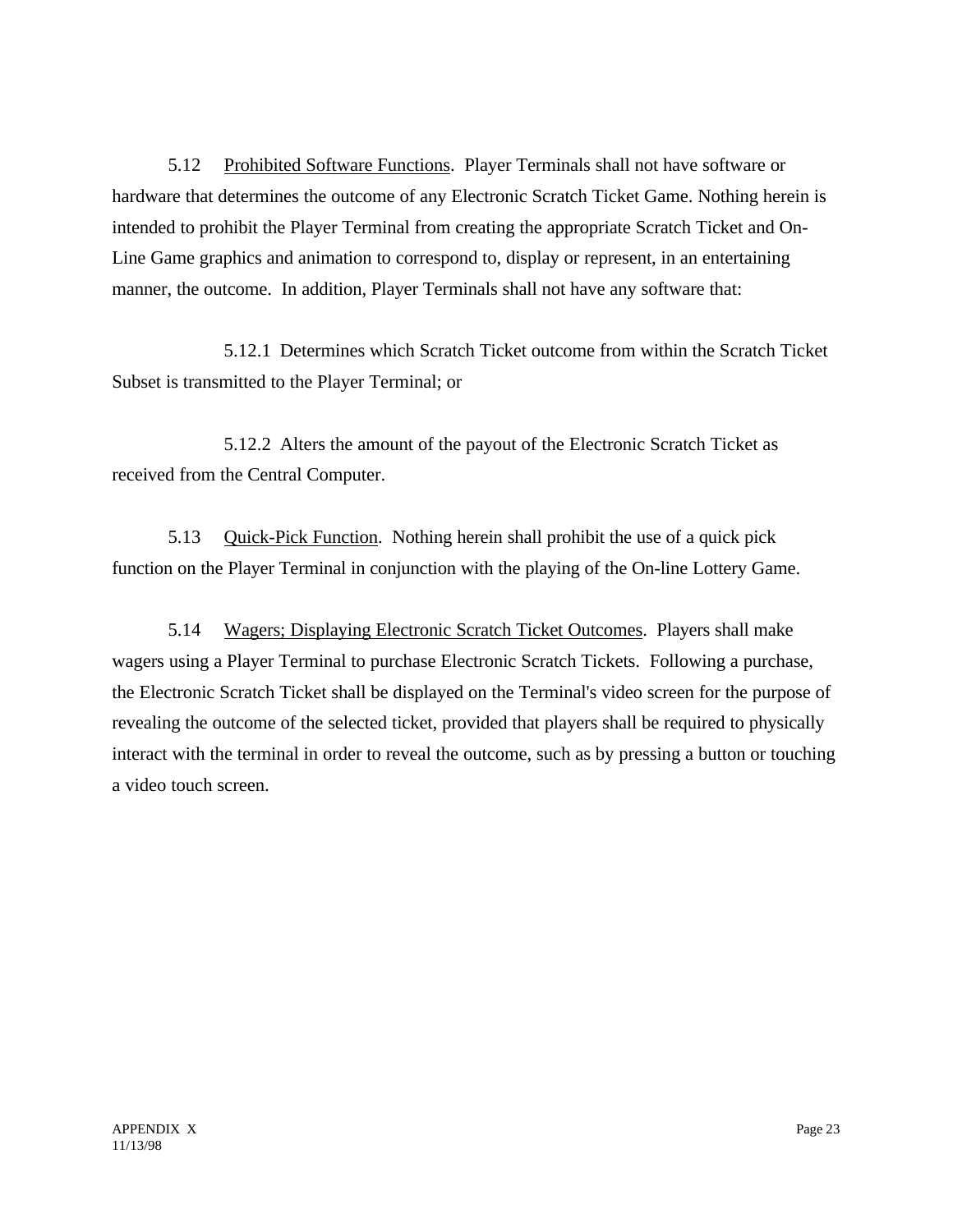5.12 Prohibited Software Functions. Player Terminals shall not have software or hardware that determines the outcome of any Electronic Scratch Ticket Game. Nothing herein is intended to prohibit the Player Terminal from creating the appropriate Scratch Ticket and On-Line Game graphics and animation to correspond to, display or represent, in an entertaining manner, the outcome. In addition, Player Terminals shall not have any software that:

5.12.1 Determines which Scratch Ticket outcome from within the Scratch Ticket Subset is transmitted to the Player Terminal; or

5.12.2 Alters the amount of the payout of the Electronic Scratch Ticket as received from the Central Computer.

5.13 Quick-Pick Function. Nothing herein shall prohibit the use of a quick pick function on the Player Terminal in conjunction with the playing of the On-line Lottery Game.

5.14 Wagers; Displaying Electronic Scratch Ticket Outcomes. Players shall make wagers using a Player Terminal to purchase Electronic Scratch Tickets. Following a purchase, the Electronic Scratch Ticket shall be displayed on the Terminal's video screen for the purpose of revealing the outcome of the selected ticket, provided that players shall be required to physically interact with the terminal in order to reveal the outcome, such as by pressing a button or touching a video touch screen.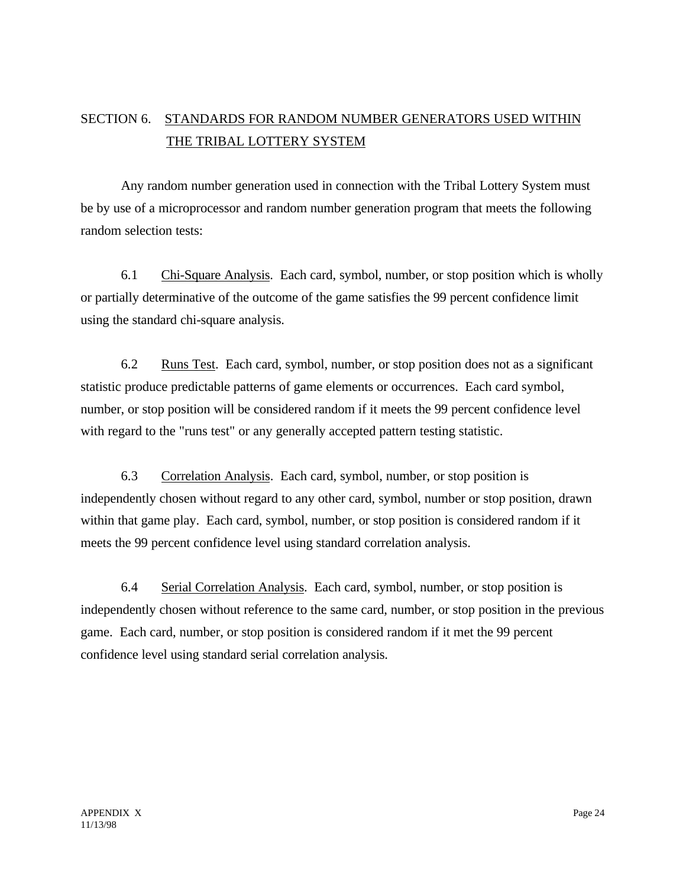## SECTION 6. STANDARDS FOR RANDOM NUMBER GENERATORS USED WITHIN THE TRIBAL LOTTERY SYSTEM

Any random number generation used in connection with the Tribal Lottery System must be by use of a microprocessor and random number generation program that meets the following random selection tests:

6.1 Chi-Square Analysis. Each card, symbol, number, or stop position which is wholly or partially determinative of the outcome of the game satisfies the 99 percent confidence limit using the standard chi-square analysis.

6.2 Runs Test. Each card, symbol, number, or stop position does not as a significant statistic produce predictable patterns of game elements or occurrences. Each card symbol, number, or stop position will be considered random if it meets the 99 percent confidence level with regard to the "runs test" or any generally accepted pattern testing statistic.

6.3 Correlation Analysis. Each card, symbol, number, or stop position is independently chosen without regard to any other card, symbol, number or stop position, drawn within that game play. Each card, symbol, number, or stop position is considered random if it meets the 99 percent confidence level using standard correlation analysis.

6.4 Serial Correlation Analysis. Each card, symbol, number, or stop position is independently chosen without reference to the same card, number, or stop position in the previous game. Each card, number, or stop position is considered random if it met the 99 percent confidence level using standard serial correlation analysis.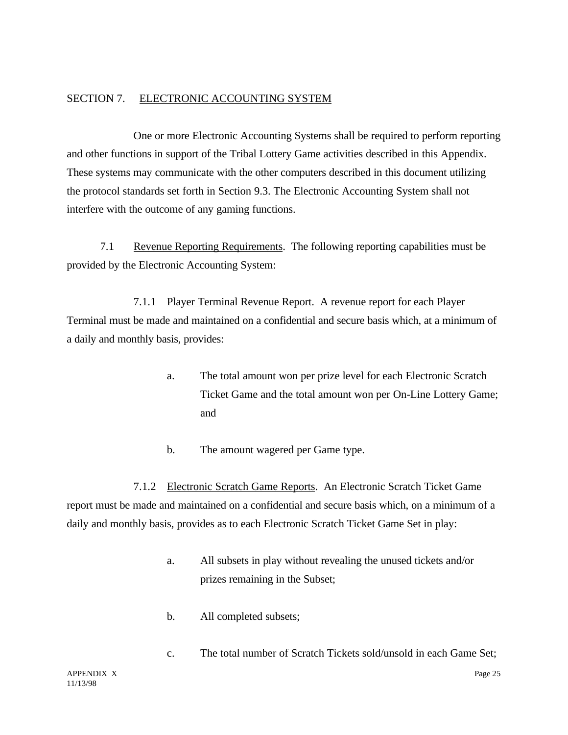## SECTION 7. ELECTRONIC ACCOUNTING SYSTEM

One or more Electronic Accounting Systems shall be required to perform reporting and other functions in support of the Tribal Lottery Game activities described in this Appendix. These systems may communicate with the other computers described in this document utilizing the protocol standards set forth in Section 9.3. The Electronic Accounting System shall not interfere with the outcome of any gaming functions.

7.1 Revenue Reporting Requirements. The following reporting capabilities must be provided by the Electronic Accounting System:

7.1.1 Player Terminal Revenue Report. A revenue report for each Player Terminal must be made and maintained on a confidential and secure basis which, at a minimum of a daily and monthly basis, provides:

a. The total amount won per prize level for each Electronic Scratch Ticket Game and the total amount won per On-Line Lottery Game; and

b. The amount wagered per Game type.

7.1.2 Electronic Scratch Game Reports. An Electronic Scratch Ticket Game report must be made and maintained on a confidential and secure basis which, on a minimum of a daily and monthly basis, provides as to each Electronic Scratch Ticket Game Set in play:

a. All subsets in play without revealing the unused tickets and/or prizes remaining in the Subset;

b. All completed subsets;

c. The total number of Scratch Tickets sold/unsold in each Game Set;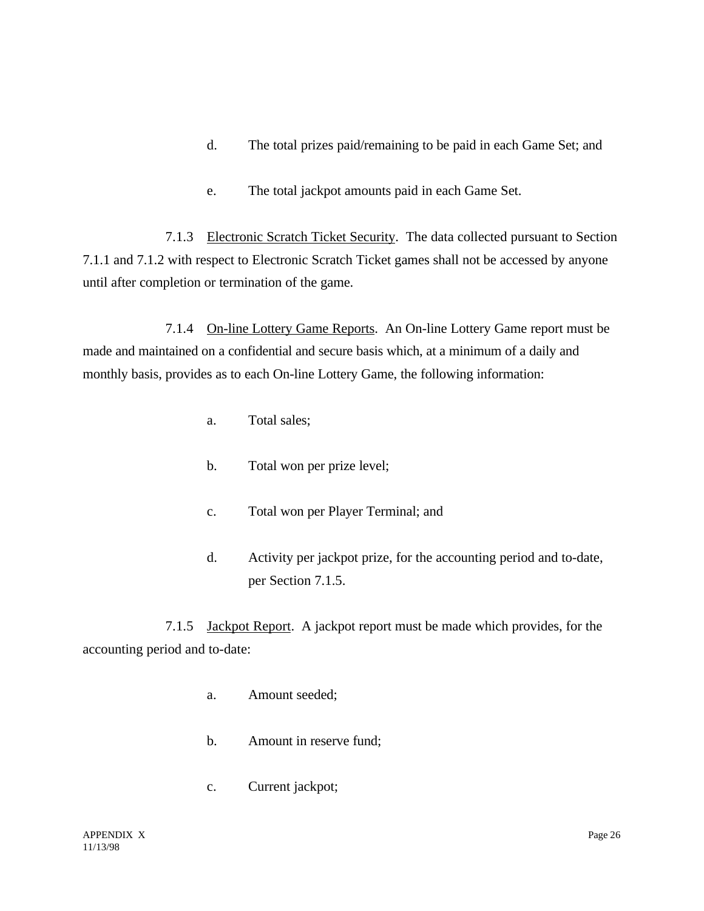d. The total prizes paid/remaining to be paid in each Game Set; and

e. The total jackpot amounts paid in each Game Set.

7.1.3 <u>Electronic Scratch Ticket Security</u>. The data collected pursuant to Section 7.1.1 and 7.1.2 with respect to Electronic Scratch Ticket games shall not be accessed by anyone until after completion or termination of the game.

7.1.4 <u>On-line Lottery Game Reports</u>. An On-line Lottery Game report must be made and maintained on a confidential and secure basis which, at a minimum of a daily and monthly basis, provides as to each On-line Lottery Game, the following information:

a. Total sales;

b. Total won per prize level;

c. Total won per Player Terminal; and

d. Activity per jackpot prize, for the accounting period and to-date, per Section 7.1.5.

7.1.5 <u>Jackpot Report</u>. A jackpot report must be made which provides, for the accounting period and to-date:

a. Amount seeded;

b. Amount in reserve fund;

c. Current jackpot;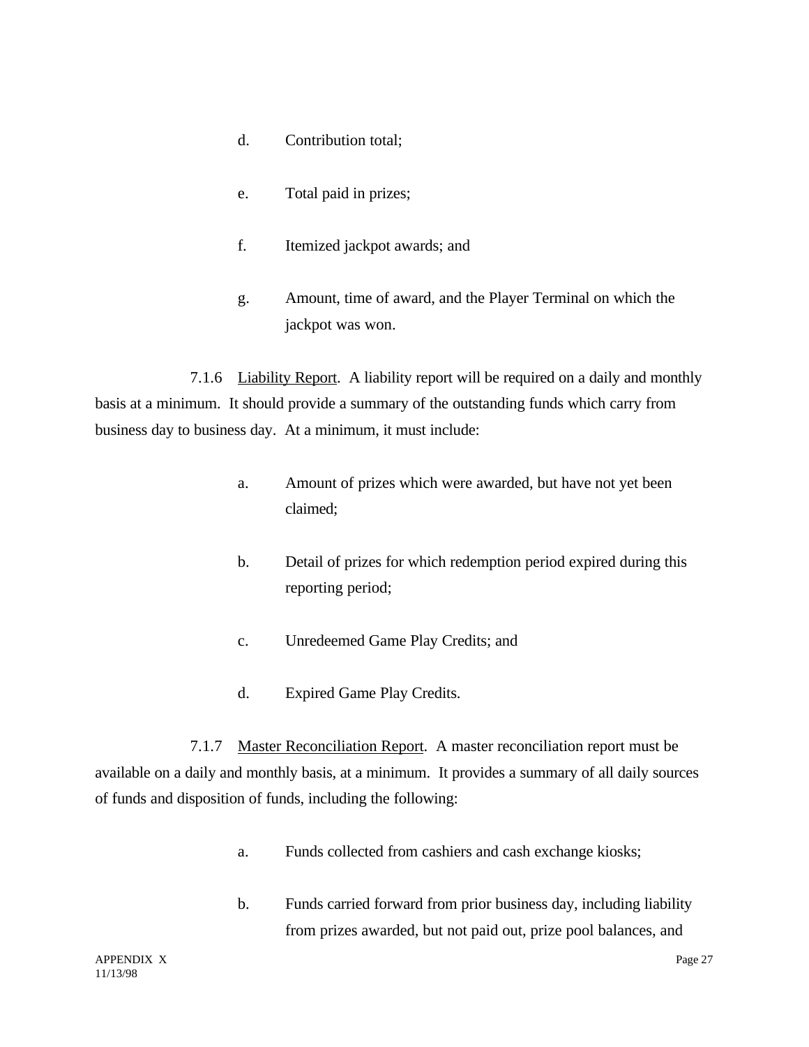d. Contribution total;

e. Total paid in prizes;

f. Itemized jackpot awards; and

g. Amount, time of award, and the Player Terminal on which the jackpot was won.

7.1.6 Liability Report. A liability report will be required on a daily and monthly basis at a minimum. It should provide a summary of the outstanding funds which carry from business day to business day. At a minimum, it must include:

a. Amount of prizes which were awarded, but have not yet been claimed;

b. Detail of prizes for which redemption period expired during this reporting period;

c. Unredeemed Game Play Credits; and

d. Expired Game Play Credits.

7.1.7 Master Reconciliation Report. A master reconciliation report must be available on a daily and monthly basis, at a minimum. It provides a summary of all daily sources of funds and disposition of funds, including the following:

a. Funds collected from cashiers and cash exchange kiosks;

b. Funds carried forward from prior business day, including liability from prizes awarded, but not paid out, prize pool balances, and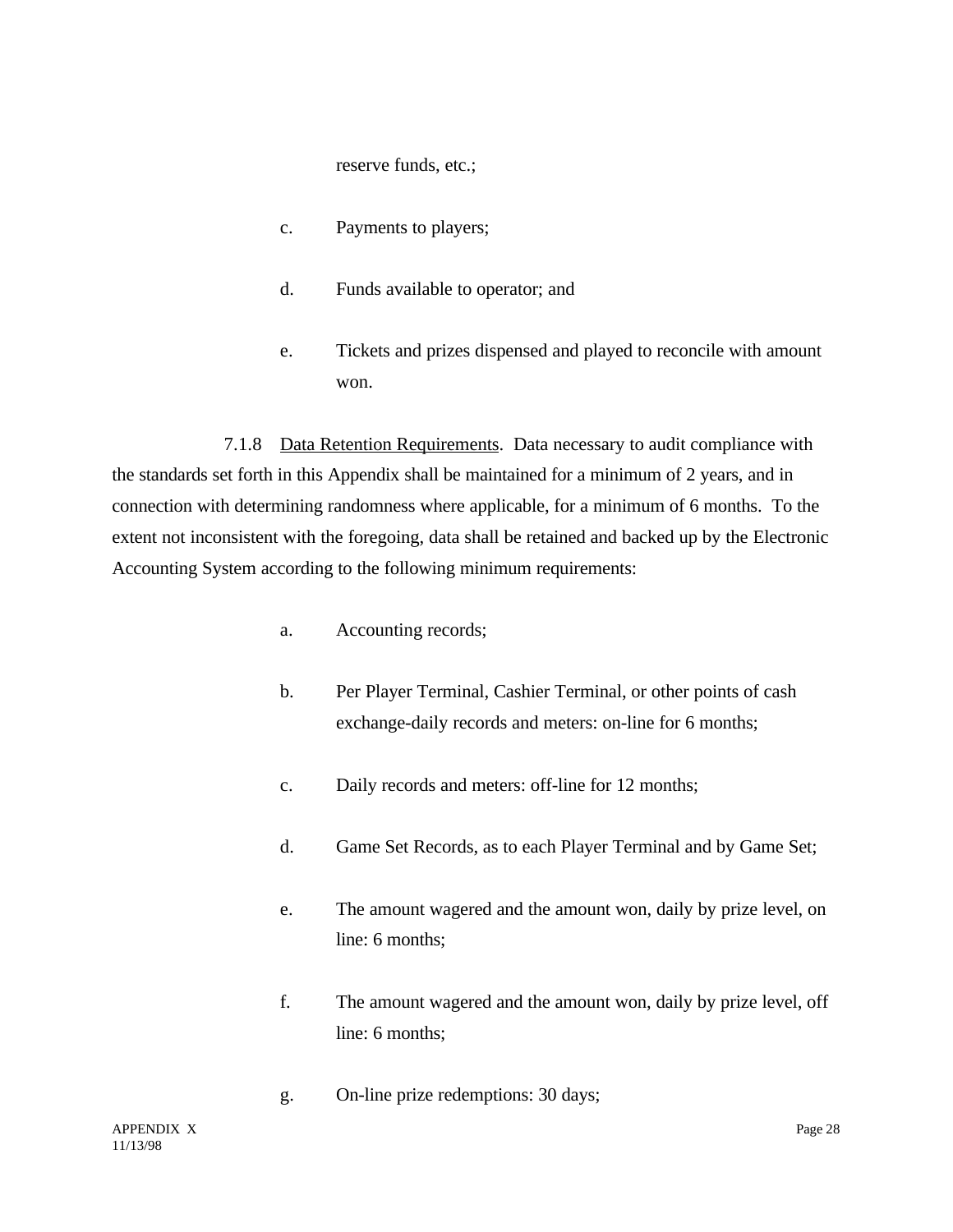reserve funds, etc.;

c. Payments to players;

d. Funds available to operator; and

e. Tickets and prizes dispensed and played to reconcile with amount won.

7.1.8 Data Retention Requirements. Data necessary to audit compliance with the standards set forth in this Appendix shall be maintained for a minimum of 2 years, and in connection with determining randomness where applicable, for a minimum of 6 months. To the extent not inconsistent with the foregoing, data shall be retained and backed up by the Electronic Accounting System according to the following minimum requirements:

a. Accounting records;

b. Per Player Terminal, Cashier Terminal, or other points of cash exchange-daily records and meters: on-line for 6 months;

c. Daily records and meters: off-line for 12 months;

d. Game Set Records, as to each Player Terminal and by Game Set;

e. The amount wagered and the amount won, daily by prize level, on line: 6 months;

f. The amount wagered and the amount won, daily by prize level, off line: 6 months;

g. On-line prize redemptions: 30 days;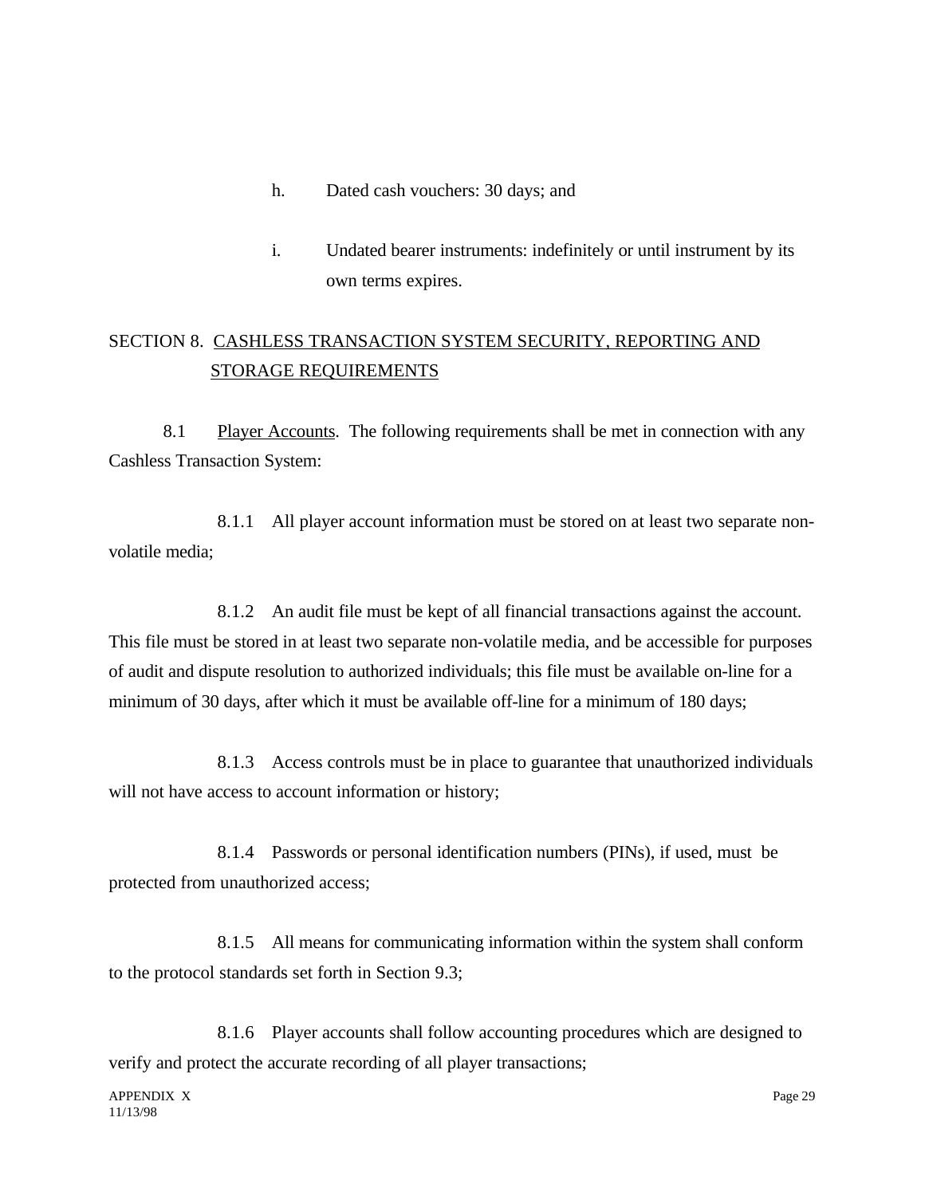h. Dated cash vouchers: 30 days; and

i. Undated bearer instruments: indefinitely or until instrument by its own terms expires.

## SECTION 8. CASHLESS TRANSACTION SYSTEM SECURITY, REPORTING AND STORAGE REQUIREMENTS

8.1 Player Accounts. The following requirements shall be met in connection with any Cashless Transaction System:

8.1.1 All player account information must be stored on at least two separate non-volatile media;

8.1.2 An audit file must be kept of all financial transactions against the account. This file must be stored in at least two separate non-volatile media, and be accessible for purposes of audit and dispute resolution to authorized individuals; this file must be available on-line for a minimum of 30 days, after which it must be available off-line for a minimum of 180 days;

8.1.3 Access controls must be in place to guarantee that unauthorized individuals will not have access to account information or history;

8.1.4 Passwords or personal identification numbers (PINs), if used, must be protected from unauthorized access;

8.1.5 All means for communicating information within the system shall conform to the protocol standards set forth in Section 9.3;

8.1.6 Player accounts shall follow accounting procedures which are designed to verify and protect the accurate recording of all player transactions;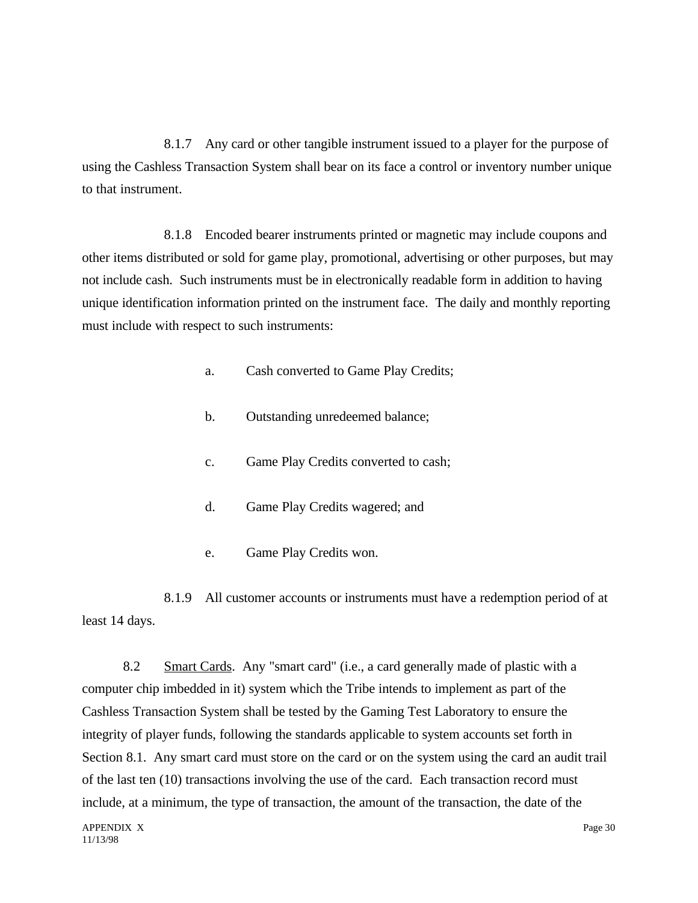8.1.7 Any card or other tangible instrument issued to a player for the purpose of using the Cashless Transaction System shall bear on its face a control or inventory number unique to that instrument.

8.1.8 Encoded bearer instruments printed or magnetic may include coupons and other items distributed or sold for game play, promotional, advertising or other purposes, but may not include cash. Such instruments must be in electronically readable form in addition to having unique identification information printed on the instrument face. The daily and monthly reporting must include with respect to such instruments:

a. Cash converted to Game Play Credits;

b. Outstanding unredeemed balance;

c. Game Play Credits converted to cash;

d. Game Play Credits wagered; and

e. Game Play Credits won.

8.1.9 All customer accounts or instruments must have a redemption period of at least 14 days.

8.2 Smart Cards. Any "smart card" (i.e., a card generally made of plastic with a computer chip imbedded in it) system which the Tribe intends to implement as part of the Cashless Transaction System shall be tested by the Gaming Test Laboratory to ensure the integrity of player funds, following the standards applicable to system accounts set forth in Section 8.1. Any smart card must store on the card or on the system using the card an audit trail of the last ten (10) transactions involving the use of the card. Each transaction record must include, at a minimum, the type of transaction, the amount of the transaction, the date of the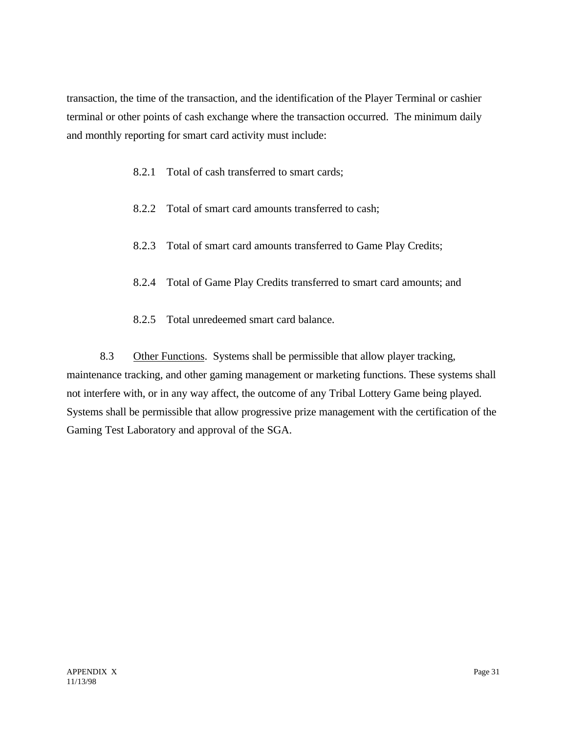transaction, the time of the transaction, and the identification of the Player Terminal or cashier terminal or other points of cash exchange where the transaction occurred. The minimum daily and monthly reporting for smart card activity must include:

8.2.1 Total of cash transferred to smart cards;

8.2.2 Total of smart card amounts transferred to cash;

8.2.3 Total of smart card amounts transferred to Game Play Credits;

8.2.4 Total of Game Play Credits transferred to smart card amounts; and

8.2.5 Total unredeemed smart card balance.

8.3 Other Functions. Systems shall be permissible that allow player tracking, maintenance tracking, and other gaming management or marketing functions. These systems shall not interfere with, or in any way affect, the outcome of any Tribal Lottery Game being played. Systems shall be permissible that allow progressive prize management with the certification of the Gaming Test Laboratory and approval of the SGA.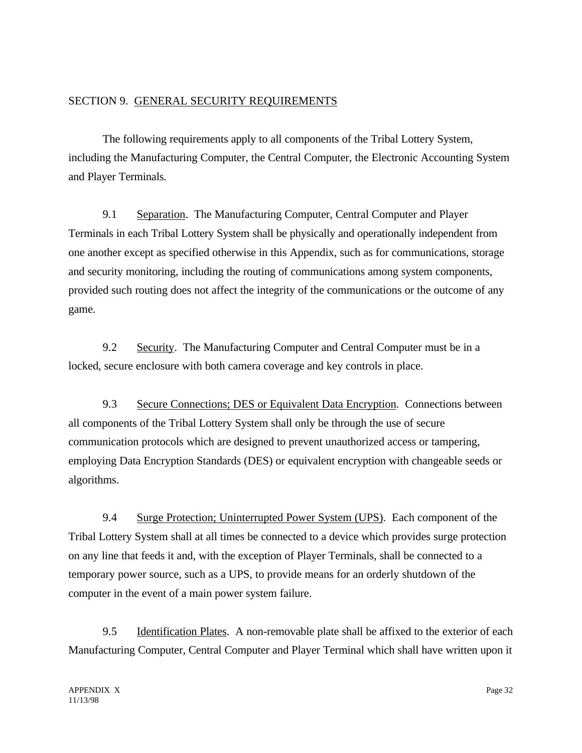## SECTION 9. GENERAL SECURITY REQUIREMENTS

The following requirements apply to all components of the Tribal Lottery System, including the Manufacturing Computer, the Central Computer, the Electronic Accounting System and Player Terminals.

9.1 Separation. The Manufacturing Computer, Central Computer and Player Terminals in each Tribal Lottery System shall be physically and operationally independent from one another except as specified otherwise in this Appendix, such as for communications, storage and security monitoring, including the routing of communications among system components, provided such routing does not affect the integrity of the communications or the outcome of any game.

9.2 Security. The Manufacturing Computer and Central Computer must be in a locked, secure enclosure with both camera coverage and key controls in place.

9.3 Secure Connections; DES or Equivalent Data Encryption. Connections between all components of the Tribal Lottery System shall only be through the use of secure communication protocols which are designed to prevent unauthorized access or tampering, employing Data Encryption Standards (DES) or equivalent encryption with changeable seeds or algorithms.

9.4 Surge Protection; Uninterrupted Power System (UPS). Each component of the Tribal Lottery System shall at all times be connected to a device which provides surge protection on any line that feeds it and, with the exception of Player Terminals, shall be connected to a temporary power source, such as a UPS, to provide means for an orderly shutdown of the computer in the event of a main power system failure.

9.5 Identification Plates. A non-removable plate shall be affixed to the exterior of each Manufacturing Computer, Central Computer and Player Terminal which shall have written upon it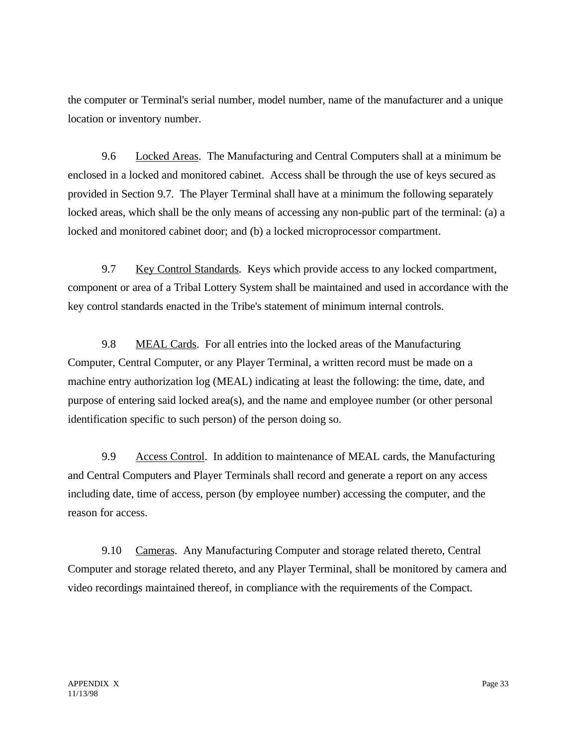the computer or Terminal's serial number, model number, name of the manufacturer and a unique location or inventory number.

9.6 Locked Areas. The Manufacturing and Central Computers shall at a minimum be enclosed in a locked and monitored cabinet. Access shall be through the use of keys secured as provided in Section 9.7. The Player Terminal shall have at a minimum the following separately locked areas, which shall be the only means of accessing any non-public part of the terminal: (a) a locked and monitored cabinet door; and (b) a locked microprocessor compartment.

9.7 Key Control Standards. Keys which provide access to any locked compartment, component or area of a Tribal Lottery System shall be maintained and used in accordance with the key control standards enacted in the Tribe's statement of minimum internal controls.

9.8 MEAL Cards. For all entries into the locked areas of the Manufacturing Computer, Central Computer, or any Player Terminal, a written record must be made on a machine entry authorization log (MEAL) indicating at least the following: the time, date, and purpose of entering said locked area(s), and the name and employee number (or other personal identification specific to such person) of the person doing so.

9.9 Access Control. In addition to maintenance of MEAL cards, the Manufacturing and Central Computers and Player Terminals shall record and generate a report on any access including date, time of access, person (by employee number) accessing the computer, and the reason for access.

9.10 Cameras. Any Manufacturing Computer and storage related thereto, Central Computer and storage related thereto, and any Player Terminal, shall be monitored by camera and video recordings maintained thereof, in compliance with the requirements of the Compact.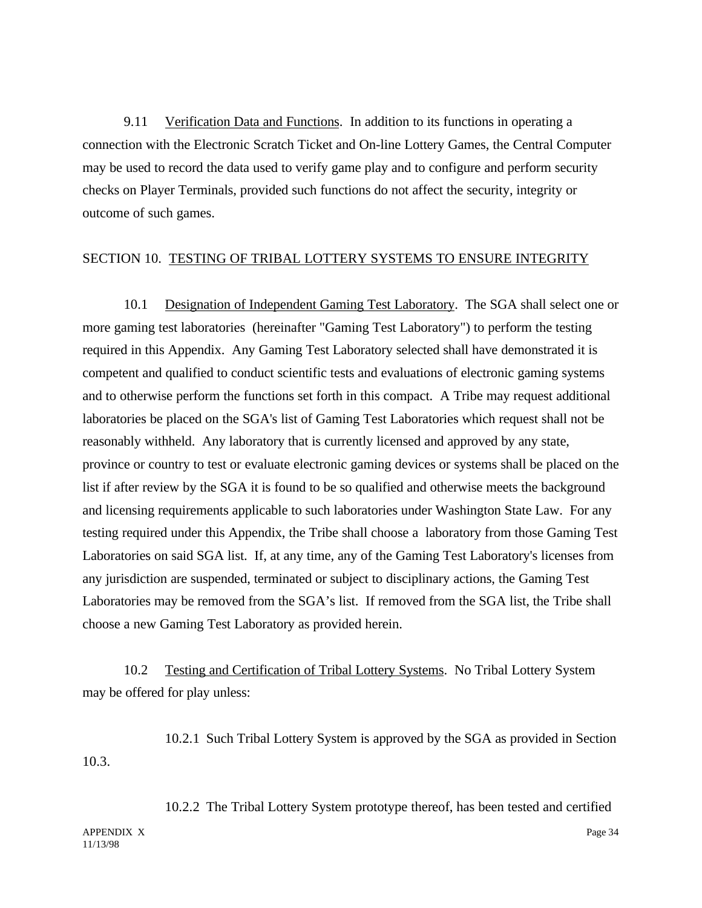9.11 Verification Data and Functions. In addition to its functions in operating a connection with the Electronic Scratch Ticket and On-line Lottery Games, the Central Computer may be used to record the data used to verify game play and to configure and perform security checks on Player Terminals, provided such functions do not affect the security, integrity or outcome of such games.

## SECTION 10. TESTING OF TRIBAL LOTTERY SYSTEMS TO ENSURE INTEGRITY

10.1 Designation of Independent Gaming Test Laboratory. The SGA shall select one or more gaming test laboratories (hereinafter "Gaming Test Laboratory") to perform the testing required in this Appendix. Any Gaming Test Laboratory selected shall have demonstrated it is competent and qualified to conduct scientific tests and evaluations of electronic gaming systems and to otherwise perform the functions set forth in this compact. A Tribe may request additional laboratories be placed on the SGA's list of Gaming Test Laboratories which request shall not be reasonably withheld. Any laboratory that is currently licensed and approved by any state, province or country to test or evaluate electronic gaming devices or systems shall be placed on the list if after review by the SGA it is found to be so qualified and otherwise meets the background and licensing requirements applicable to such laboratories under Washington State Law. For any testing required under this Appendix, the Tribe shall choose a laboratory from those Gaming Test Laboratories on said SGA list. If, at any time, any of the Gaming Test Laboratory's licenses from any jurisdiction are suspended, terminated or subject to disciplinary actions, the Gaming Test Laboratories may be removed from the SGA's list. If removed from the SGA list, the Tribe shall choose a new Gaming Test Laboratory as provided herein.

10.2 Testing and Certification of Tribal Lottery Systems. No Tribal Lottery System may be offered for play unless:

10.2.1 Such Tribal Lottery System is approved by the SGA as provided in Section 10.3.

10.2.2 The Tribal Lottery System prototype thereof, has been tested and certified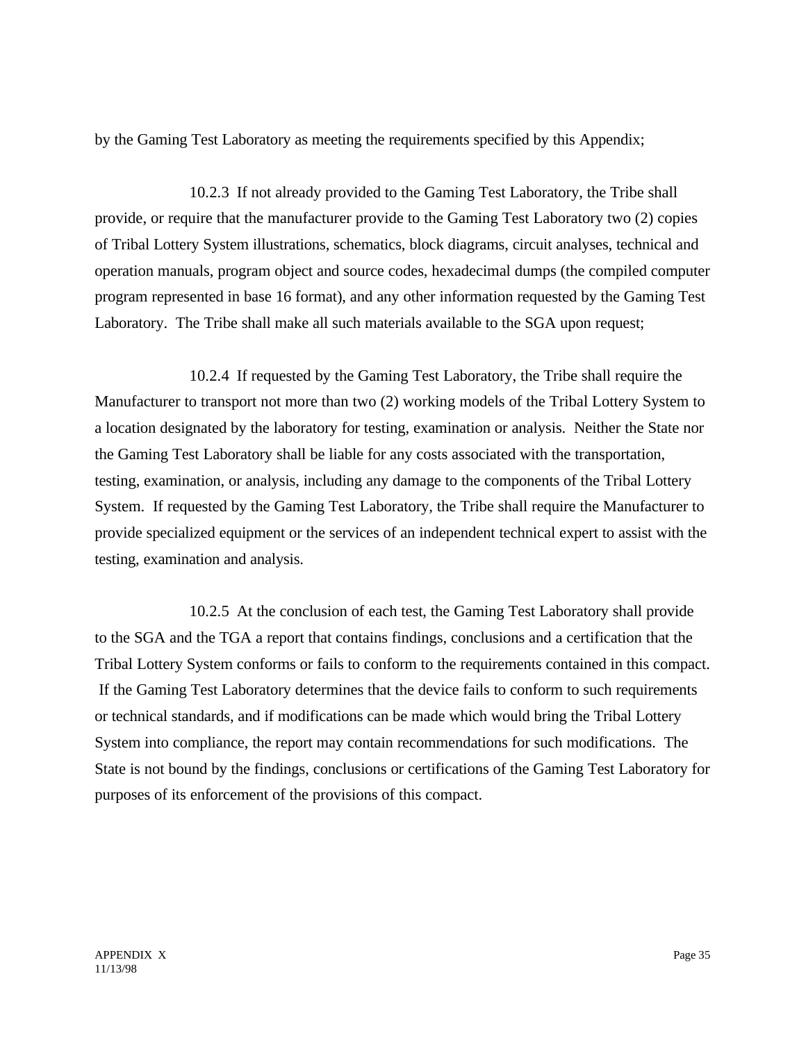by the Gaming Test Laboratory as meeting the requirements specified by this Appendix;

10.2.3 If not already provided to the Gaming Test Laboratory, the Tribe shall provide, or require that the manufacturer provide to the Gaming Test Laboratory two (2) copies of Tribal Lottery System illustrations, schematics, block diagrams, circuit analyses, technical and operation manuals, program object and source codes, hexadecimal dumps (the compiled computer program represented in base 16 format), and any other information requested by the Gaming Test Laboratory. The Tribe shall make all such materials available to the SGA upon request;

10.2.4 If requested by the Gaming Test Laboratory, the Tribe shall require the Manufacturer to transport not more than two (2) working models of the Tribal Lottery System to a location designated by the laboratory for testing, examination or analysis. Neither the State nor the Gaming Test Laboratory shall be liable for any costs associated with the transportation, testing, examination, or analysis, including any damage to the components of the Tribal Lottery System. If requested by the Gaming Test Laboratory, the Tribe shall require the Manufacturer to provide specialized equipment or the services of an independent technical expert to assist with the testing, examination and analysis.

10.2.5 At the conclusion of each test, the Gaming Test Laboratory shall provide to the SGA and the TGA a report that contains findings, conclusions and a certification that the Tribal Lottery System conforms or fails to conform to the requirements contained in this compact. If the Gaming Test Laboratory determines that the device fails to conform to such requirements or technical standards, and if modifications can be made which would bring the Tribal Lottery System into compliance, the report may contain recommendations for such modifications. The State is not bound by the findings, conclusions or certifications of the Gaming Test Laboratory for purposes of its enforcement of the provisions of this compact.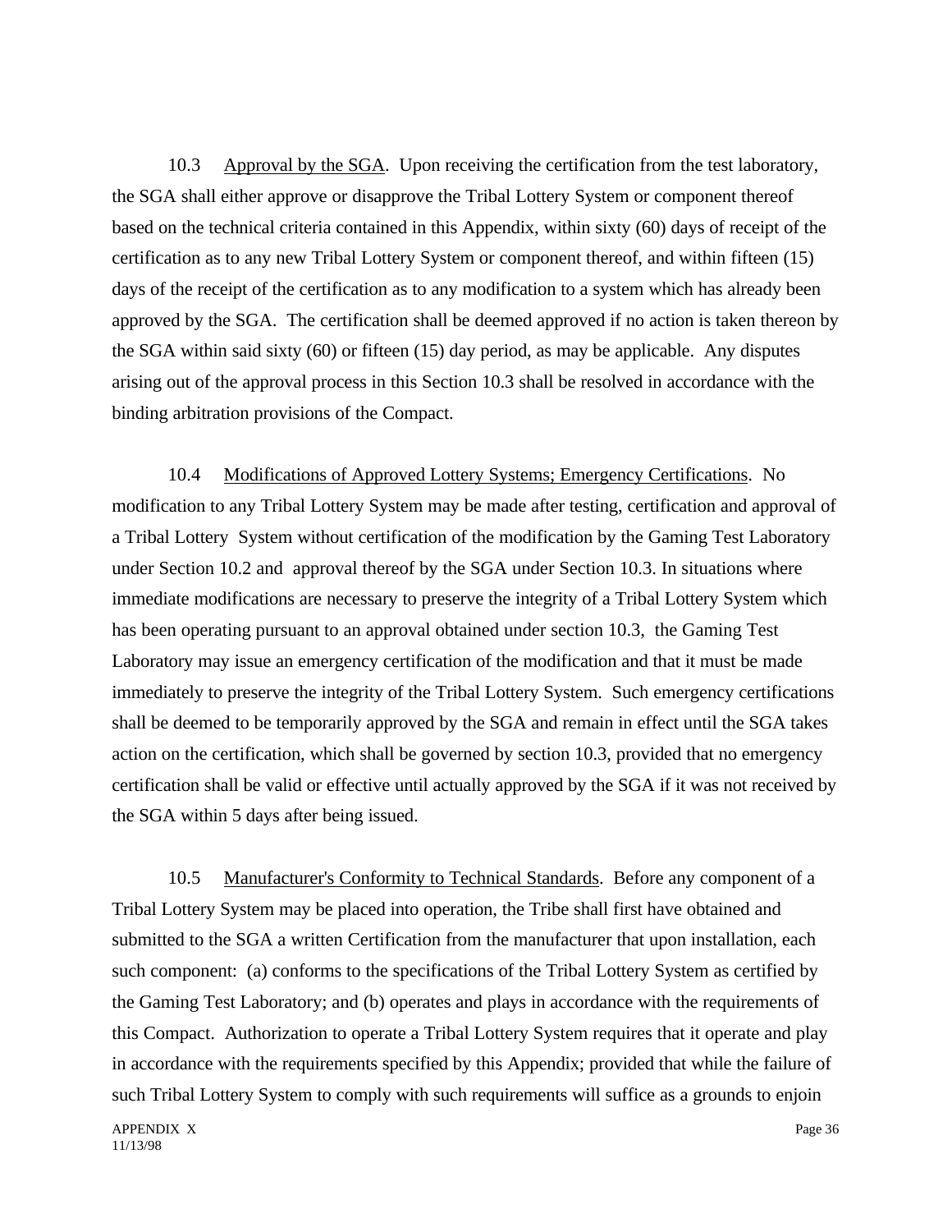10.3 Approval by the SGA. Upon receiving the certification from the test laboratory, the SGA shall either approve or disapprove the Tribal Lottery System or component thereof based on the technical criteria contained in this Appendix, within sixty (60) days of receipt of the certification as to any new Tribal Lottery System or component thereof, and within fifteen (15) days of the receipt of the certification as to any modification to a system which has already been approved by the SGA. The certification shall be deemed approved if no action is taken thereon by the SGA within said sixty (60) or fifteen (15) day period, as may be applicable. Any disputes arising out of the approval process in this Section 10.3 shall be resolved in accordance with the binding arbitration provisions of the Compact.

10.4 Modifications of Approved Lottery Systems; Emergency Certifications. No modification to any Tribal Lottery System may be made after testing, certification and approval of a Tribal Lottery System without certification of the modification by the Gaming Test Laboratory under Section 10.2 and approval thereof by the SGA under Section 10.3. In situations where immediate modifications are necessary to preserve the integrity of a Tribal Lottery System which has been operating pursuant to an approval obtained under section 10.3, the Gaming Test Laboratory may issue an emergency certification of the modification and that it must be made immediately to preserve the integrity of the Tribal Lottery System. Such emergency certifications shall be deemed to be temporarily approved by the SGA and remain in effect until the SGA takes action on the certification, which shall be governed by section 10.3, provided that no emergency certification shall be valid or effective until actually approved by the SGA if it was not received by the SGA within 5 days after being issued.

10.5 Manufacturer's Conformity to Technical Standards. Before any component of a Tribal Lottery System may be placed into operation, the Tribe shall first have obtained and submitted to the SGA a written Certification from the manufacturer that upon installation, each such component: (a) conforms to the specifications of the Tribal Lottery System as certified by the Gaming Test Laboratory; and (b) operates and plays in accordance with the requirements of this Compact. Authorization to operate a Tribal Lottery System requires that it operate and play in accordance with the requirements specified by this Appendix; provided that while the failure of such Tribal Lottery System to comply with such requirements will suffice as a grounds to enjoin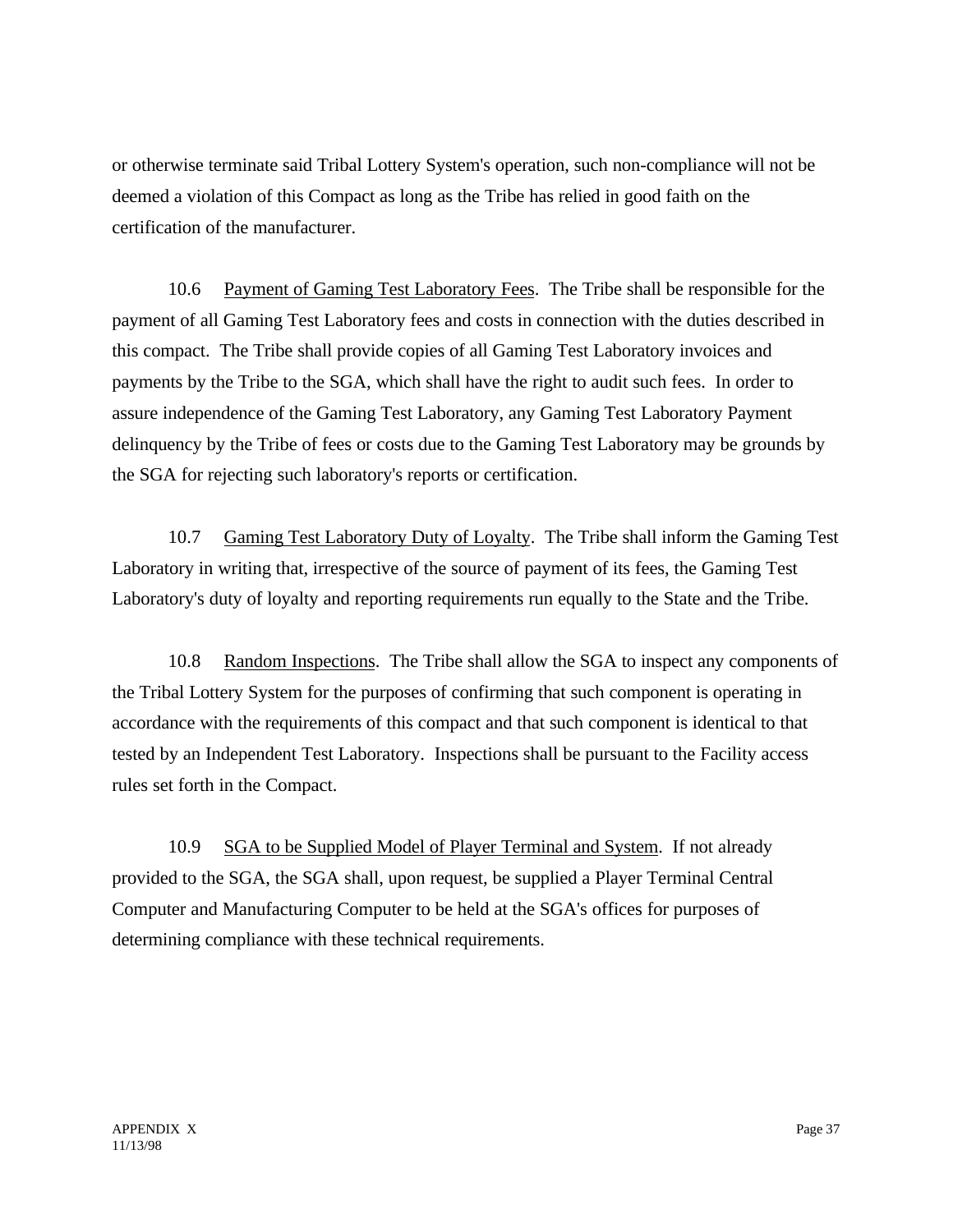or otherwise terminate said Tribal Lottery System's operation, such non-compliance will not be deemed a violation of this Compact as long as the Tribe has relied in good faith on the certification of the manufacturer.

10.6 Payment of Gaming Test Laboratory Fees. The Tribe shall be responsible for the payment of all Gaming Test Laboratory fees and costs in connection with the duties described in this compact. The Tribe shall provide copies of all Gaming Test Laboratory invoices and payments by the Tribe to the SGA, which shall have the right to audit such fees. In order to assure independence of the Gaming Test Laboratory, any Gaming Test Laboratory Payment delinquency by the Tribe of fees or costs due to the Gaming Test Laboratory may be grounds by the SGA for rejecting such laboratory's reports or certification.

10.7 Gaming Test Laboratory Duty of Loyalty. The Tribe shall inform the Gaming Test Laboratory in writing that, irrespective of the source of payment of its fees, the Gaming Test Laboratory's duty of loyalty and reporting requirements run equally to the State and the Tribe.

10.8 Random Inspections. The Tribe shall allow the SGA to inspect any components of the Tribal Lottery System for the purposes of confirming that such component is operating in accordance with the requirements of this compact and that such component is identical to that tested by an Independent Test Laboratory. Inspections shall be pursuant to the Facility access rules set forth in the Compact.

10.9 SGA to be Supplied Model of Player Terminal and System. If not already provided to the SGA, the SGA shall, upon request, be supplied a Player Terminal Central Computer and Manufacturing Computer to be held at the SGA's offices for purposes of determining compliance with these technical requirements.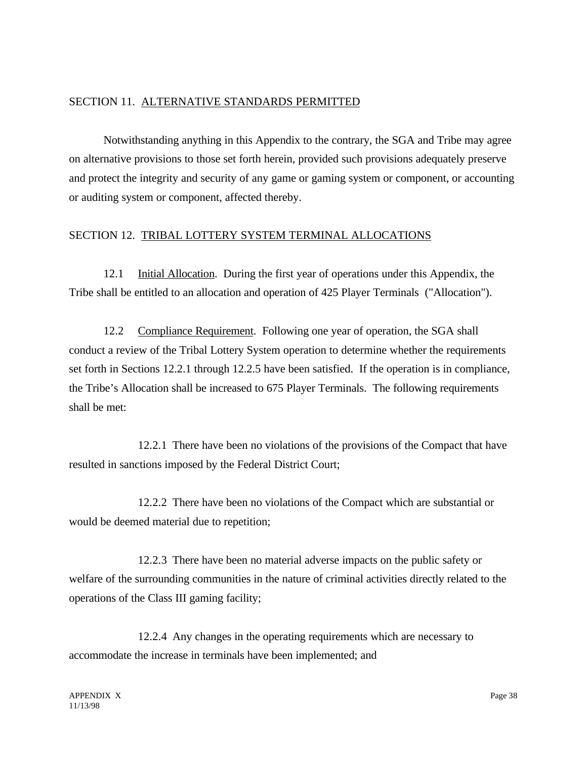## SECTION 11. ALTERNATIVE STANDARDS PERMITTED

Notwithstanding anything in this Appendix to the contrary, the SGA and Tribe may agree on alternative provisions to those set forth herein, provided such provisions adequately preserve and protect the integrity and security of any game or gaming system or component, or accounting or auditing system or component, affected thereby.

## SECTION 12. TRIBAL LOTTERY SYSTEM TERMINAL ALLOCATIONS

12.1 Initial Allocation. During the first year of operations under this Appendix, the Tribe shall be entitled to an allocation and operation of 425 Player Terminals ("Allocation").

12.2 Compliance Requirement. Following one year of operation, the SGA shall conduct a review of the Tribal Lottery System operation to determine whether the requirements set forth in Sections 12.2.1 through 12.2.5 have been satisfied. If the operation is in compliance, the Tribe's Allocation shall be increased to 675 Player Terminals. The following requirements shall be met:

12.2.1 There have been no violations of the provisions of the Compact that have resulted in sanctions imposed by the Federal District Court;

12.2.2 There have been no violations of the Compact which are substantial or would be deemed material due to repetition;

12.2.3 There have been no material adverse impacts on the public safety or welfare of the surrounding communities in the nature of criminal activities directly related to the operations of the Class III gaming facility;

12.2.4 Any changes in the operating requirements which are necessary to accommodate the increase in terminals have been implemented; and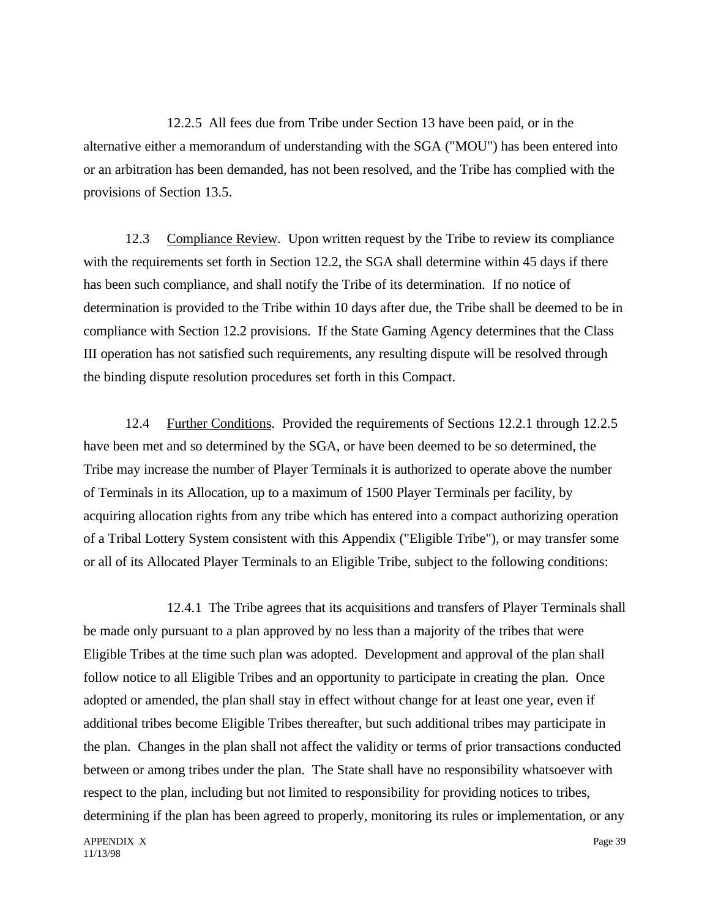12.2.5 All fees due from Tribe under Section 13 have been paid, or in the alternative either a memorandum of understanding with the SGA ("MOU") has been entered into or an arbitration has been demanded, has not been resolved, and the Tribe has complied with the provisions of Section 13.5.

12.3 Compliance Review. Upon written request by the Tribe to review its compliance with the requirements set forth in Section 12.2, the SGA shall determine within 45 days if there has been such compliance, and shall notify the Tribe of its determination. If no notice of determination is provided to the Tribe within 10 days after due, the Tribe shall be deemed to be in compliance with Section 12.2 provisions. If the State Gaming Agency determines that the Class III operation has not satisfied such requirements, any resulting dispute will be resolved through the binding dispute resolution procedures set forth in this Compact.

12.4 Further Conditions. Provided the requirements of Sections 12.2.1 through 12.2.5 have been met and so determined by the SGA, or have been deemed to be so determined, the Tribe may increase the number of Player Terminals it is authorized to operate above the number of Terminals in its Allocation, up to a maximum of 1500 Player Terminals per facility, by acquiring allocation rights from any tribe which has entered into a compact authorizing operation of a Tribal Lottery System consistent with this Appendix ("Eligible Tribe"), or may transfer some or all of its Allocated Player Terminals to an Eligible Tribe, subject to the following conditions:

12.4.1 The Tribe agrees that its acquisitions and transfers of Player Terminals shall be made only pursuant to a plan approved by no less than a majority of the tribes that were Eligible Tribes at the time such plan was adopted. Development and approval of the plan shall follow notice to all Eligible Tribes and an opportunity to participate in creating the plan. Once adopted or amended, the plan shall stay in effect without change for at least one year, even if additional tribes become Eligible Tribes thereafter, but such additional tribes may participate in the plan. Changes in the plan shall not affect the validity or terms of prior transactions conducted between or among tribes under the plan. The State shall have no responsibility whatsoever with respect to the plan, including but not limited to responsibility for providing notices to tribes, determining if the plan has been agreed to properly, monitoring its rules or implementation, or any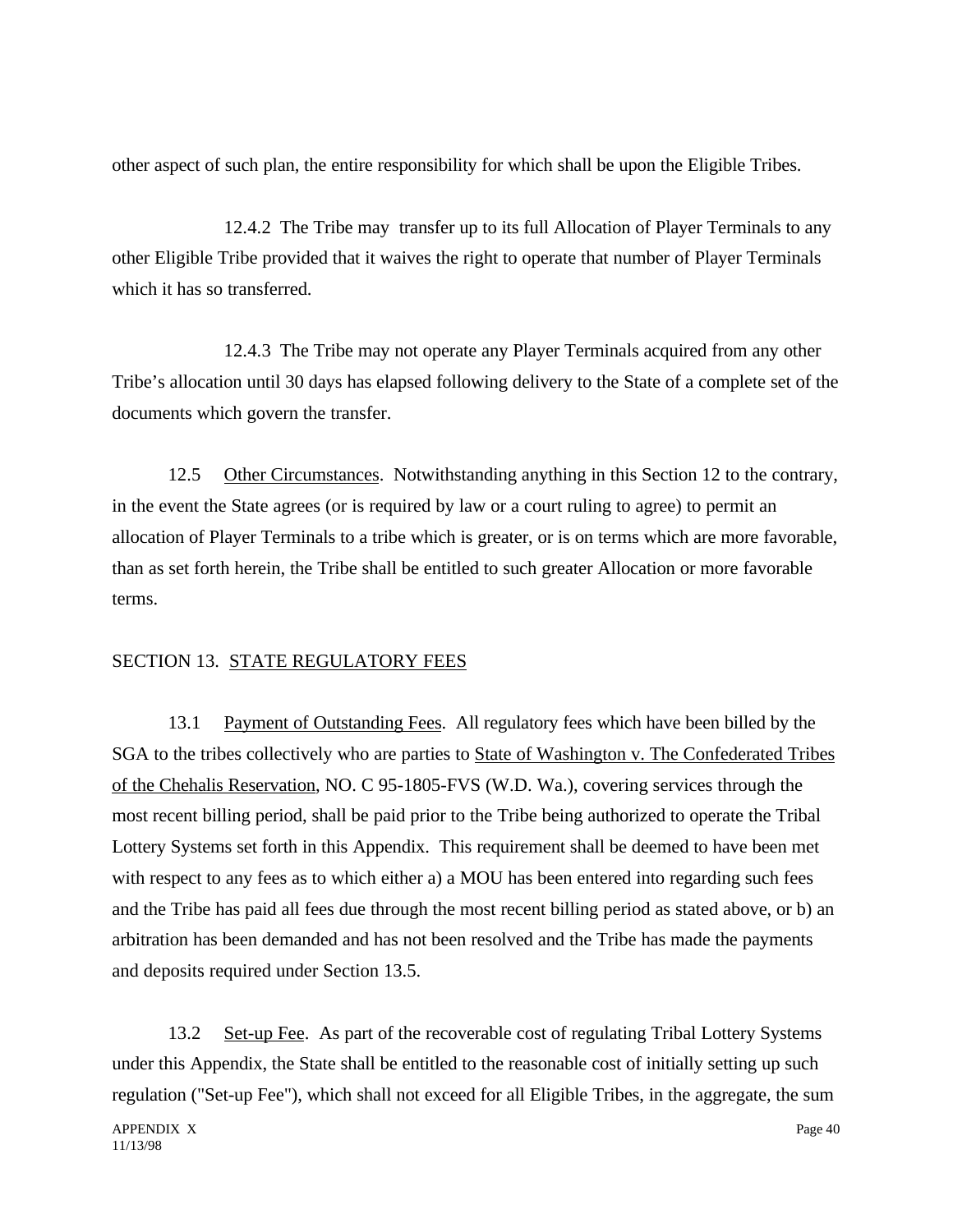other aspect of such plan, the entire responsibility for which shall be upon the Eligible Tribes.

12.4.2 The Tribe may transfer up to its full Allocation of Player Terminals to any other Eligible Tribe provided that it waives the right to operate that number of Player Terminals which it has so transferred.

12.4.3 The Tribe may not operate any Player Terminals acquired from any other Tribe's allocation until 30 days has elapsed following delivery to the State of a complete set of the documents which govern the transfer.

12.5 Other Circumstances. Notwithstanding anything in this Section 12 to the contrary, in the event the State agrees (or is required by law or a court ruling to agree) to permit an allocation of Player Terminals to a tribe which is greater, or is on terms which are more favorable, than as set forth herein, the Tribe shall be entitled to such greater Allocation or more favorable terms.

## SECTION 13. STATE REGULATORY FEES

13.1 Payment of Outstanding Fees. All regulatory fees which have been billed by the SGA to the tribes collectively who are parties to State of Washington v. The Confederated Tribes of the Chehalis Reservation, NO. C 95-1805-FVS (W.D. Wa.), covering services through the most recent billing period, shall be paid prior to the Tribe being authorized to operate the Tribal Lottery Systems set forth in this Appendix. This requirement shall be deemed to have been met with respect to any fees as to which either a) a MOU has been entered into regarding such fees and the Tribe has paid all fees due through the most recent billing period as stated above, or b) an arbitration has been demanded and has not been resolved and the Tribe has made the payments and deposits required under Section 13.5.

13.2 Set-up Fee. As part of the recoverable cost of regulating Tribal Lottery Systems under this Appendix, the State shall be entitled to the reasonable cost of initially setting up such regulation ("Set-up Fee"), which shall not exceed for all Eligible Tribes, in the aggregate, the sum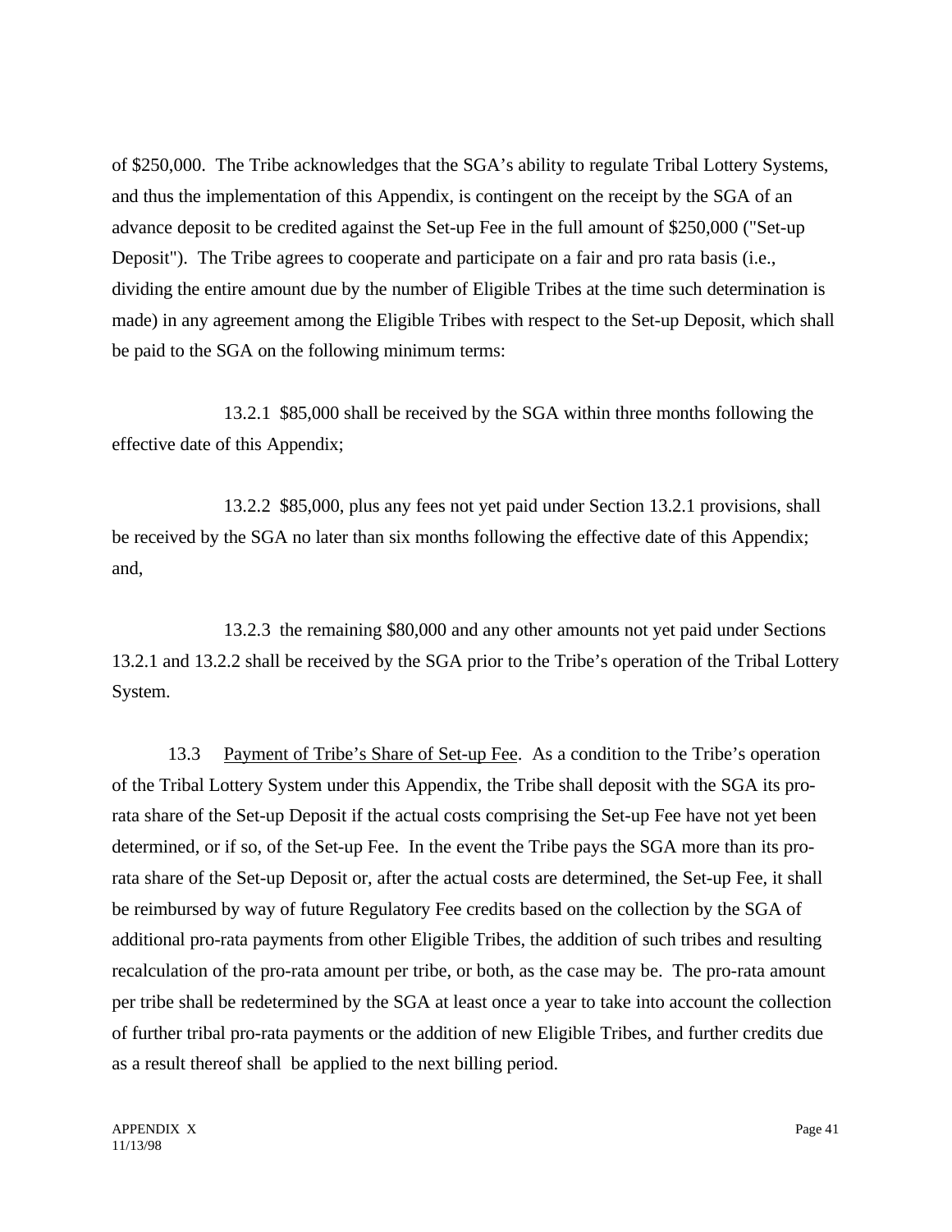of $250,000. The Tribe acknowledges that the SGA's ability to regulate Tribal Lottery Systems, and thus the implementation of this Appendix, is contingent on the receipt by the SGA of an advance deposit to be credited against the Set-up Fee in the full amount of $250,000 ("Set-up Deposit"). The Tribe agrees to cooperate and participate on a fair and pro rata basis (i.e., dividing the entire amount due by the number of Eligible Tribes at the time such determination is made) in any agreement among the Eligible Tribes with respect to the Set-up Deposit, which shall be paid to the SGA on the following minimum terms:

13.2.1 $85,000 shall be received by the SGA within three months following the effective date of this Appendix;

13.2.2 $85,000, plus any fees not yet paid under Section 13.2.1 provisions, shall be received by the SGA no later than six months following the effective date of this Appendix; and,

13.2.3 the remaining $80,000 and any other amounts not yet paid under Sections 13.2.1 and 13.2.2 shall be received by the SGA prior to the Tribe's operation of the Tribal Lottery System.

13.3 Payment of Tribe's Share of Set-up Fee. As a condition to the Tribe's operation of the Tribal Lottery System under this Appendix, the Tribe shall deposit with the SGA its pro-rata share of the Set-up Deposit if the actual costs comprising the Set-up Fee have not yet been determined, or if so, of the Set-up Fee. In the event the Tribe pays the SGA more than its pro-rata share of the Set-up Deposit or, after the actual costs are determined, the Set-up Fee, it shall be reimbursed by way of future Regulatory Fee credits based on the collection by the SGA of additional pro-rata payments from other Eligible Tribes, the addition of such tribes and resulting recalculation of the pro-rata amount per tribe, or both, as the case may be. The pro-rata amount per tribe shall be redetermined by the SGA at least once a year to take into account the collection of further tribal pro-rata payments or the addition of new Eligible Tribes, and further credits due as a result thereof shall be applied to the next billing period.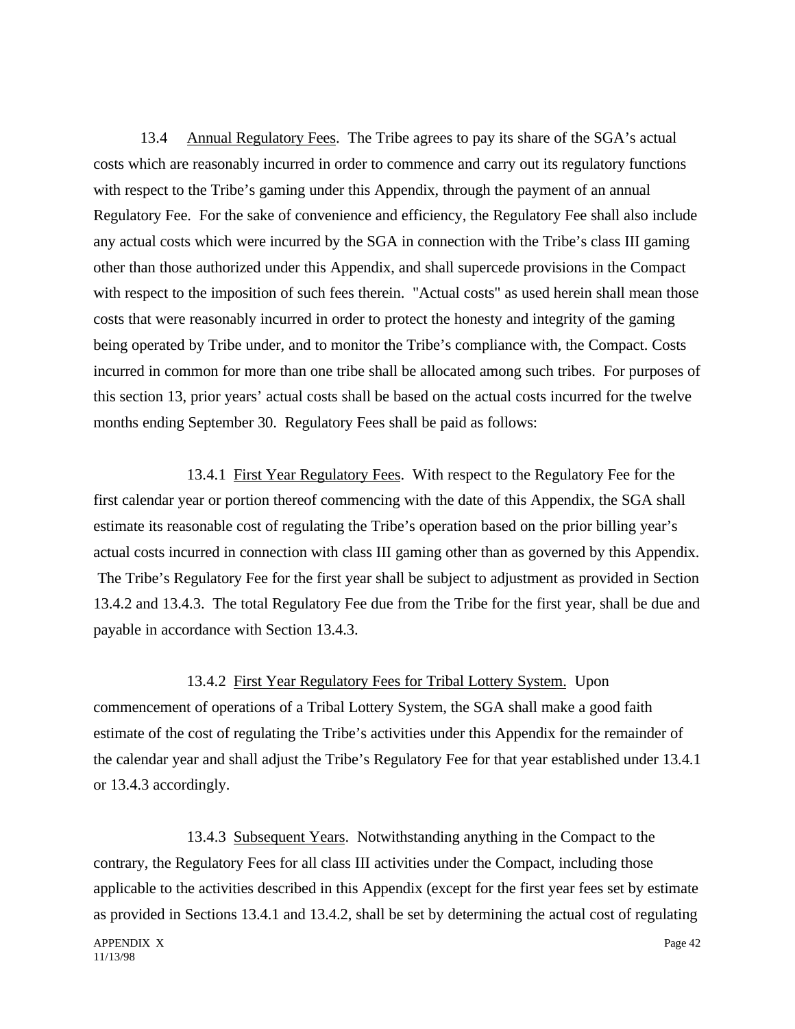13.4 Annual Regulatory Fees. The Tribe agrees to pay its share of the SGA's actual costs which are reasonably incurred in order to commence and carry out its regulatory functions with respect to the Tribe's gaming under this Appendix, through the payment of an annual Regulatory Fee. For the sake of convenience and efficiency, the Regulatory Fee shall also include any actual costs which were incurred by the SGA in connection with the Tribe's class III gaming other than those authorized under this Appendix, and shall supercede provisions in the Compact with respect to the imposition of such fees therein. "Actual costs" as used herein shall mean those costs that were reasonably incurred in order to protect the honesty and integrity of the gaming being operated by Tribe under, and to monitor the Tribe's compliance with, the Compact. Costs incurred in common for more than one tribe shall be allocated among such tribes. For purposes of this section 13, prior years' actual costs shall be based on the actual costs incurred for the twelve months ending September 30. Regulatory Fees shall be paid as follows:

13.4.1 First Year Regulatory Fees. With respect to the Regulatory Fee for the first calendar year or portion thereof commencing with the date of this Appendix, the SGA shall estimate its reasonable cost of regulating the Tribe's operation based on the prior billing year's actual costs incurred in connection with class III gaming other than as governed by this Appendix. The Tribe's Regulatory Fee for the first year shall be subject to adjustment as provided in Section 13.4.2 and 13.4.3. The total Regulatory Fee due from the Tribe for the first year, shall be due and payable in accordance with Section 13.4.3.

13.4.2 First Year Regulatory Fees for Tribal Lottery System. Upon commencement of operations of a Tribal Lottery System, the SGA shall make a good faith estimate of the cost of regulating the Tribe's activities under this Appendix for the remainder of the calendar year and shall adjust the Tribe's Regulatory Fee for that year established under 13.4.1 or 13.4.3 accordingly.

13.4.3 Subsequent Years. Notwithstanding anything in the Compact to the contrary, the Regulatory Fees for all class III activities under the Compact, including those applicable to the activities described in this Appendix (except for the first year fees set by estimate as provided in Sections 13.4.1 and 13.4.2, shall be set by determining the actual cost of regulating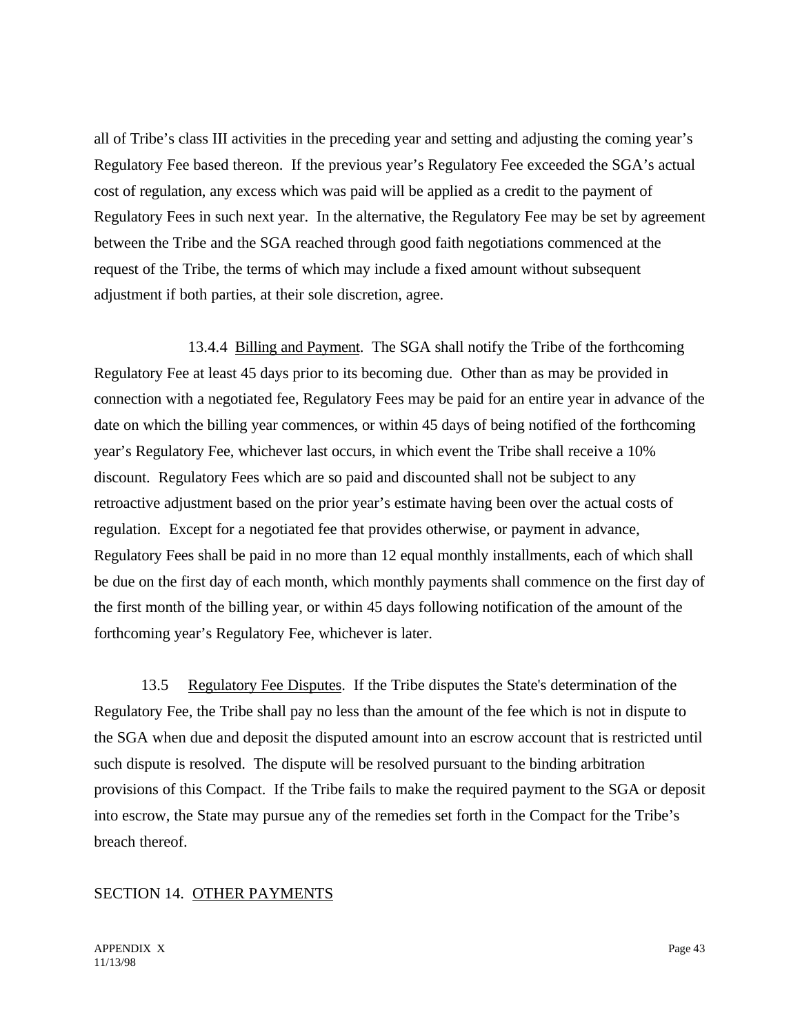all of Tribe's class III activities in the preceding year and setting and adjusting the coming year's Regulatory Fee based thereon. If the previous year's Regulatory Fee exceeded the SGA's actual cost of regulation, any excess which was paid will be applied as a credit to the payment of Regulatory Fees in such next year. In the alternative, the Regulatory Fee may be set by agreement between the Tribe and the SGA reached through good faith negotiations commenced at the request of the Tribe, the terms of which may include a fixed amount without subsequent adjustment if both parties, at their sole discretion, agree.

13.4.4 Billing and Payment. The SGA shall notify the Tribe of the forthcoming Regulatory Fee at least 45 days prior to its becoming due. Other than as may be provided in connection with a negotiated fee, Regulatory Fees may be paid for an entire year in advance of the date on which the billing year commences, or within 45 days of being notified of the forthcoming year's Regulatory Fee, whichever last occurs, in which event the Tribe shall receive a 10% discount. Regulatory Fees which are so paid and discounted shall not be subject to any retroactive adjustment based on the prior year's estimate having been over the actual costs of regulation. Except for a negotiated fee that provides otherwise, or payment in advance, Regulatory Fees shall be paid in no more than 12 equal monthly installments, each of which shall be due on the first day of each month, which monthly payments shall commence on the first day of the first month of the billing year, or within 45 days following notification of the amount of the forthcoming year's Regulatory Fee, whichever is later.

13.5 Regulatory Fee Disputes. If the Tribe disputes the State's determination of the Regulatory Fee, the Tribe shall pay no less than the amount of the fee which is not in dispute to the SGA when due and deposit the disputed amount into an escrow account that is restricted until such dispute is resolved. The dispute will be resolved pursuant to the binding arbitration provisions of this Compact. If the Tribe fails to make the required payment to the SGA or deposit into escrow, the State may pursue any of the remedies set forth in the Compact for the Tribe's breach thereof.

## SECTION 14. OTHER PAYMENTS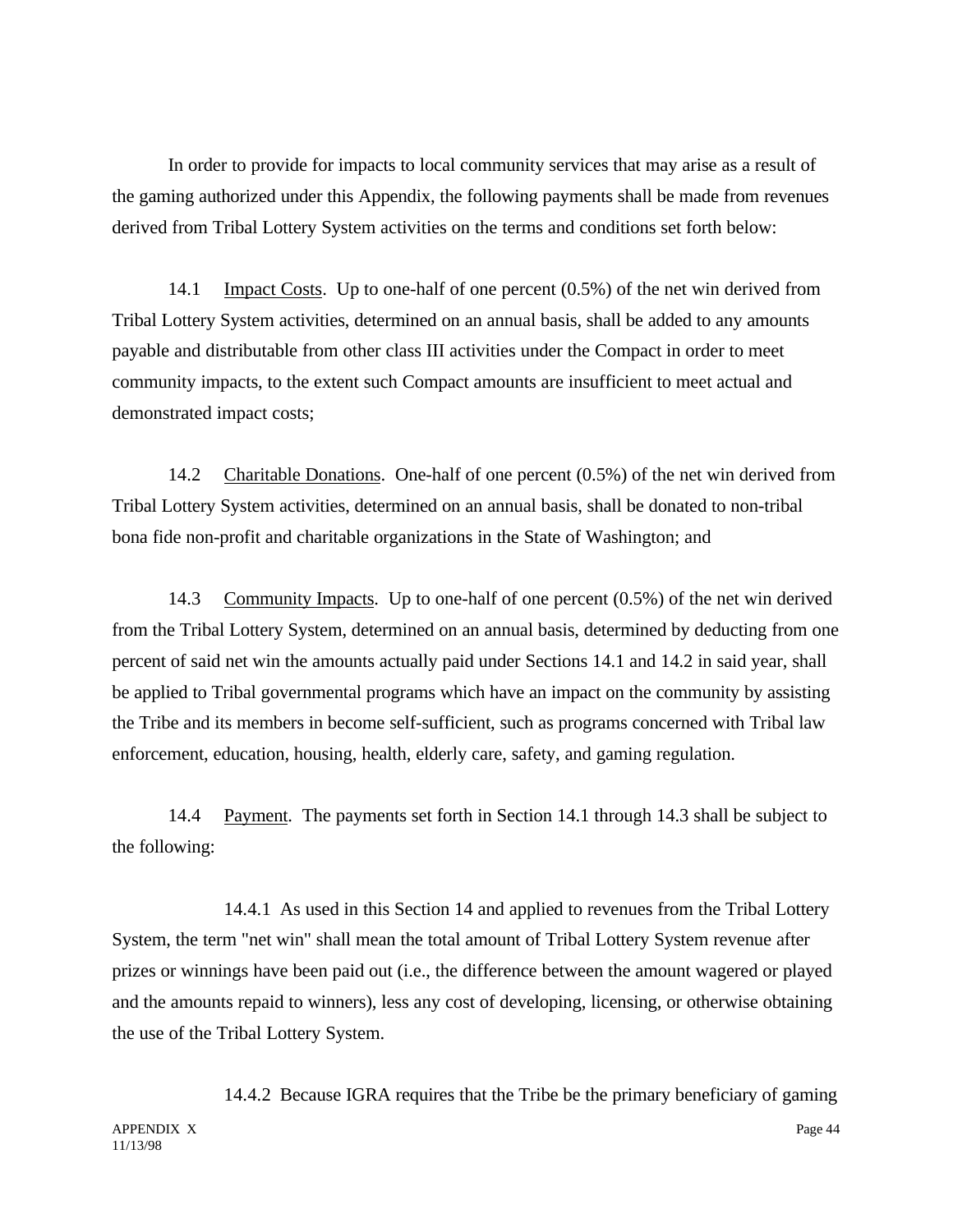In order to provide for impacts to local community services that may arise as a result of the gaming authorized under this Appendix, the following payments shall be made from revenues derived from Tribal Lottery System activities on the terms and conditions set forth below:

14.1 Impact Costs. Up to one-half of one percent (0.5%) of the net win derived from Tribal Lottery System activities, determined on an annual basis, shall be added to any amounts payable and distributable from other class III activities under the Compact in order to meet community impacts, to the extent such Compact amounts are insufficient to meet actual and demonstrated impact costs;

14.2 Charitable Donations. One-half of one percent (0.5%) of the net win derived from Tribal Lottery System activities, determined on an annual basis, shall be donated to non-tribal bona fide non-profit and charitable organizations in the State of Washington; and

14.3 Community Impacts. Up to one-half of one percent (0.5%) of the net win derived from the Tribal Lottery System, determined on an annual basis, determined by deducting from one percent of said net win the amounts actually paid under Sections 14.1 and 14.2 in said year, shall be applied to Tribal governmental programs which have an impact on the community by assisting the Tribe and its members in become self-sufficient, such as programs concerned with Tribal law enforcement, education, housing, health, elderly care, safety, and gaming regulation.

14.4 Payment. The payments set forth in Section 14.1 through 14.3 shall be subject to the following:

14.4.1 As used in this Section 14 and applied to revenues from the Tribal Lottery System, the term "net win" shall mean the total amount of Tribal Lottery System revenue after prizes or winnings have been paid out (i.e., the difference between the amount wagered or played and the amounts repaid to winners), less any cost of developing, licensing, or otherwise obtaining the use of the Tribal Lottery System.

14.4.2 Because IGRA requires that the Tribe be the primary beneficiary of gaming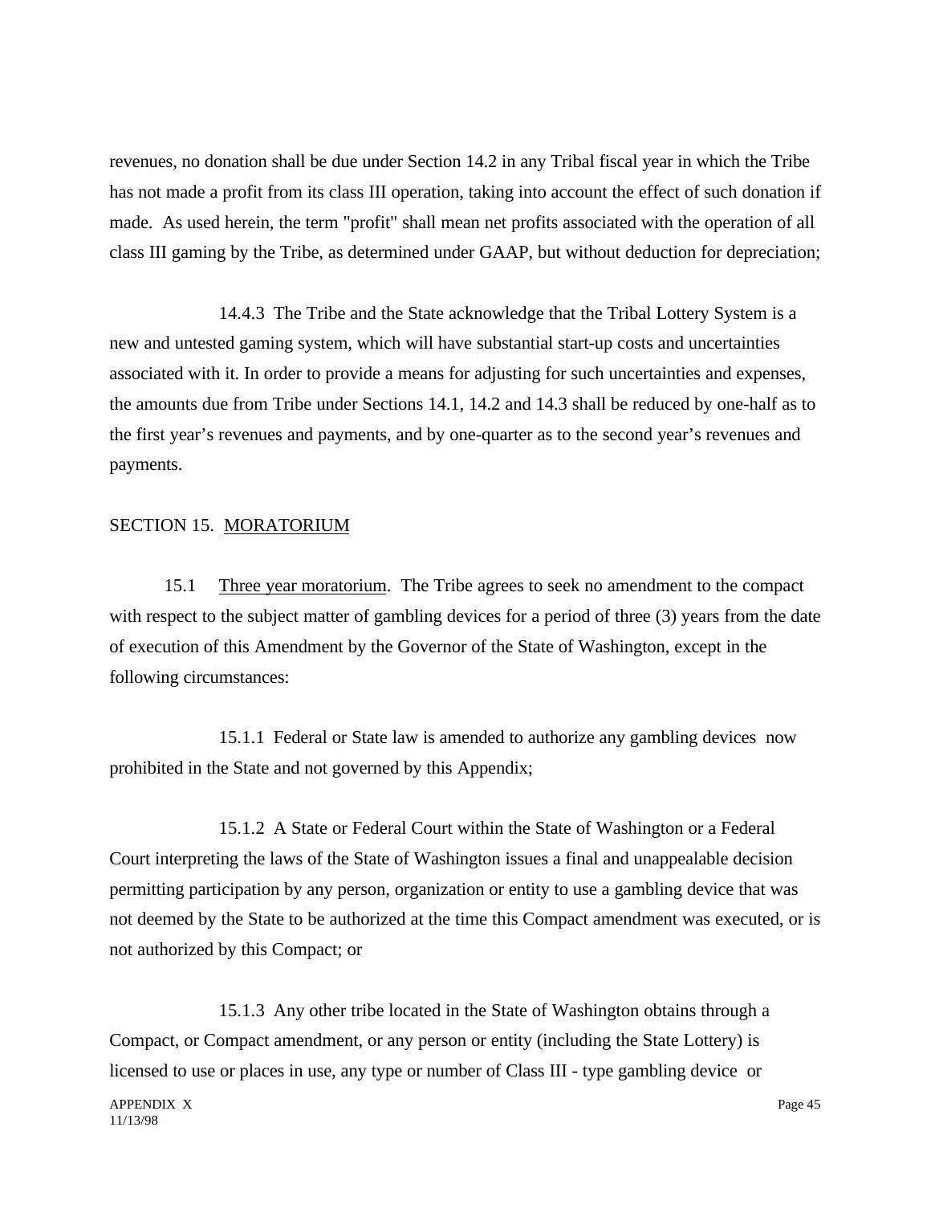revenues, no donation shall be due under Section 14.2 in any Tribal fiscal year in which the Tribe has not made a profit from its class III operation, taking into account the effect of such donation if made. As used herein, the term "profit" shall mean net profits associated with the operation of all class III gaming by the Tribe, as determined under GAAP, but without deduction for depreciation;

14.4.3 The Tribe and the State acknowledge that the Tribal Lottery System is a new and untested gaming system, which will have substantial start-up costs and uncertainties associated with it. In order to provide a means for adjusting for such uncertainties and expenses, the amounts due from Tribe under Sections 14.1, 14.2 and 14.3 shall be reduced by one-half as to the first year's revenues and payments, and by one-quarter as to the second year's revenues and payments.

## SECTION 15. MORATORIUM

15.1 Three year moratorium. The Tribe agrees to seek no amendment to the compact with respect to the subject matter of gambling devices for a period of three (3) years from the date of execution of this Amendment by the Governor of the State of Washington, except in the following circumstances:

15.1.1 Federal or State law is amended to authorize any gambling devices now prohibited in the State and not governed by this Appendix;

15.1.2 A State or Federal Court within the State of Washington or a Federal Court interpreting the laws of the State of Washington issues a final and unappealable decision permitting participation by any person, organization or entity to use a gambling device that was not deemed by the State to be authorized at the time this Compact amendment was executed, or is not authorized by this Compact; or

15.1.3 Any other tribe located in the State of Washington obtains through a Compact, or Compact amendment, or any person or entity (including the State Lottery) is licensed to use or places in use, any type or number of Class III - type gambling device or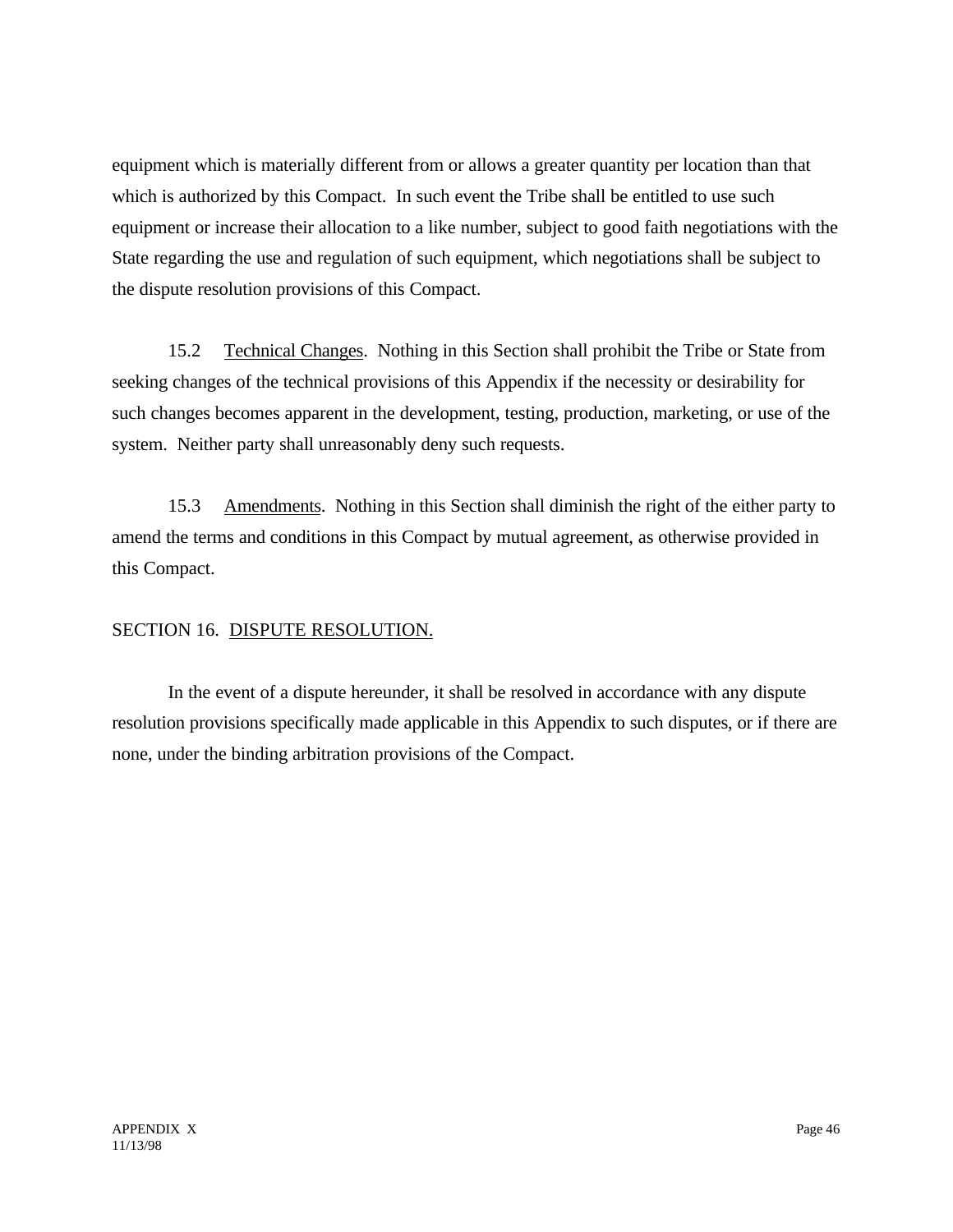equipment which is materially different from or allows a greater quantity per location than that which is authorized by this Compact. In such event the Tribe shall be entitled to use such equipment or increase their allocation to a like number, subject to good faith negotiations with the State regarding the use and regulation of such equipment, which negotiations shall be subject to the dispute resolution provisions of this Compact.

15.2 Technical Changes. Nothing in this Section shall prohibit the Tribe or State from seeking changes of the technical provisions of this Appendix if the necessity or desirability for such changes becomes apparent in the development, testing, production, marketing, or use of the system. Neither party shall unreasonably deny such requests.

15.3 Amendments. Nothing in this Section shall diminish the right of the either party to amend the terms and conditions in this Compact by mutual agreement, as otherwise provided in this Compact.

SECTION 16. DISPUTE RESOLUTION.

In the event of a dispute hereunder, it shall be resolved in accordance with any dispute resolution provisions specifically made applicable in this Appendix to such disputes, or if there are none, under the binding arbitration provisions of the Compact.